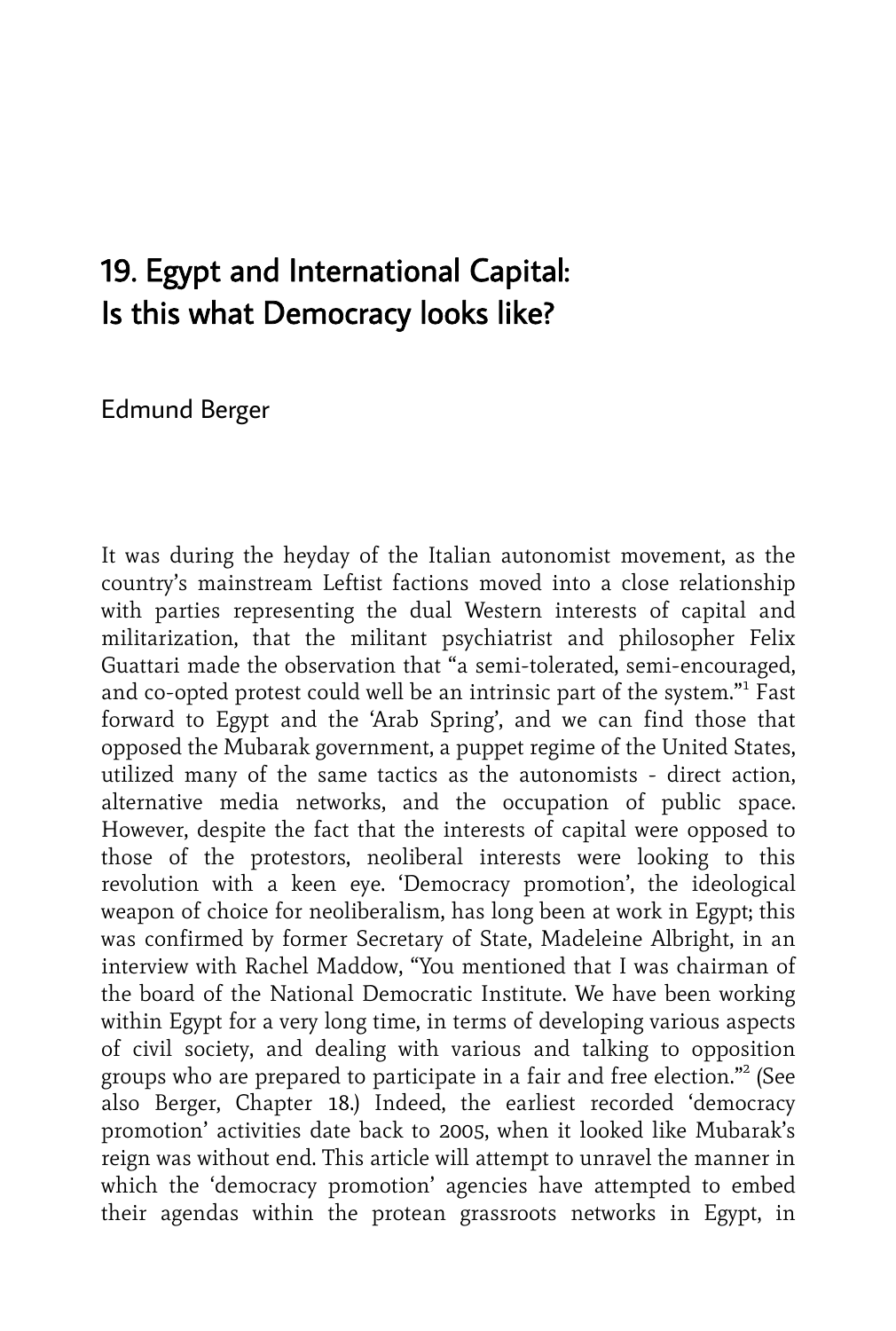# 19. Egypt and International Capital: Is this what Democracy looks like?

Edmund Berger

It was during the heyday of the Italian autonomist movement, as the country's mainstream Leftist factions moved into a close relationship with parties representing the dual Western interests of capital and militarization, that the militant psychiatrist and philosopher Felix Guattari made the observation that "a semi-tolerated, semi-encouraged, and co-opted protest could well be an intrinsic part of the system."[1] Fast forward to Egypt and the 'Arab Spring', and we can find those that opposed the Mubarak government, a puppet regime of the United States, utilized many of the same tactics as the autonomists - direct action, alternative media networks, and the occupation of public space. However, despite the fact that the interests of capital were opposed to those of the protestors, neoliberal interests were looking to this revolution with a keen eye. 'Democracy promotion', the ideological weapon of choice for neoliberalism, has long been at work in Egypt; this was confirmed by former Secretary of State, Madeleine Albright, in an interview with Rachel Maddow, "You mentioned that I was chairman of the board of the National Democratic Institute. We have been working within Egypt for a very long time, in terms of developing various aspects of civil society, and dealing with various and talking to opposition groups who are prepared to participate in a fair and free election."[2] (See also Berger, Chapter 18.) Indeed, the earliest recorded 'democracy promotion' activities date back to 2005, when it looked like Mubarak's reign was without end. This article will attempt to unravel the manner in which the 'democracy promotion' agencies have attempted to embed their agendas within the protean grassroots networks in Egypt, in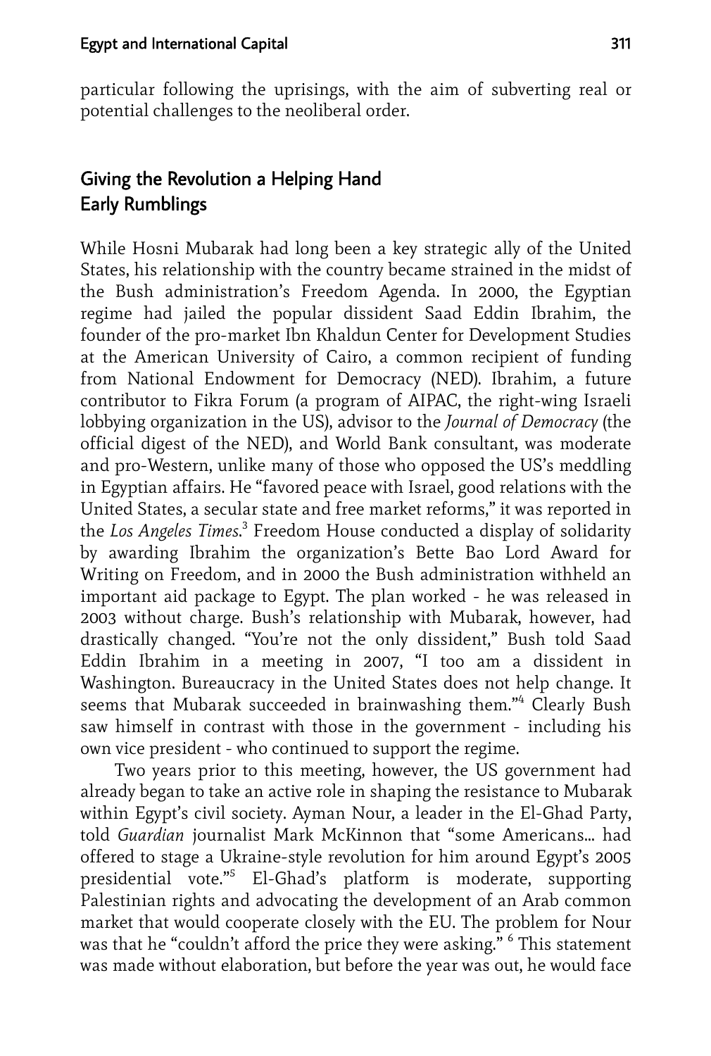particular following the uprisings, with the aim of subverting real or potential challenges to the neoliberal order.

## Giving the Revolution a Helping Hand

### Early Rumblings

While Hosni Mubarak had long been a key strategic ally of the United States, his relationship with the country became strained in the midst of the Bush administration's Freedom Agenda. In 2000, the Egyptian regime had jailed the popular dissident Saad Eddin Ibrahim, the founder of the pro-market Ibn Khaldun Center for Development Studies at the American University of Cairo, a common recipient of funding from National Endowment for Democracy (NED). Ibrahim, a future contributor to Fikra Forum (a program of AIPAC, the right-wing Israeli lobbying organization in the US), advisor to the *Journal of Democracy* (the official digest of the NED), and World Bank consultant, was moderate and pro-Western, unlike many of those who opposed the US's meddling in Egyptian affairs. He "favored peace with Israel, good relations with the United States, a secular state and free market reforms," it was reported in the *Los Angeles Times*.[3] Freedom House conducted a display of solidarity by awarding Ibrahim the organization's Bette Bao Lord Award for Writing on Freedom, and in 2000 the Bush administration withheld an important aid package to Egypt. The plan worked - he was released in 2003 without charge. Bush's relationship with Mubarak, however, had drastically changed. "You're not the only dissident," Bush told Saad Eddin Ibrahim in a meeting in 2007, "I too am a dissident in Washington. Bureaucracy in the United States does not help change. It seems that Mubarak succeeded in brainwashing them."[4] Clearly Bush saw himself in contrast with those in the government - including his own vice president - who continued to support the regime.

Two years prior to this meeting, however, the US government had already began to take an active role in shaping the resistance to Mubarak within Egypt's civil society. Ayman Nour, a leader in the El-Ghad Party, told *Guardian* journalist Mark McKinnon that "some Americans... had offered to stage a Ukraine-style revolution for him around Egypt's 2005 presidential vote."[5] El-Ghad's platform is moderate, supporting Palestinian rights and advocating the development of an Arab common market that would cooperate closely with the EU. The problem for Nour was that he "couldn't afford the price they were asking." [6] This statement was made without elaboration, but before the year was out, he would face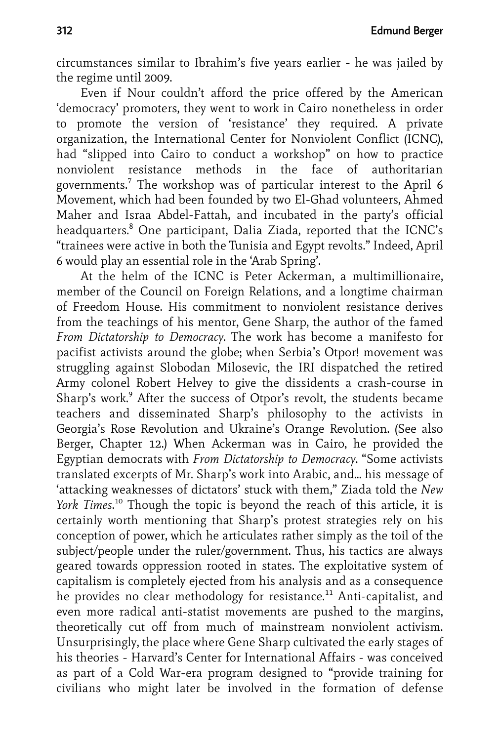circumstances similar to Ibrahim's five years earlier - he was jailed by the regime until 2009.

Even if Nour couldn't afford the price offered by the American 'democracy' promoters, they went to work in Cairo nonetheless in order to promote the version of 'resistance' they required. A private organization, the International Center for Nonviolent Conflict (ICNC), had "slipped into Cairo to conduct a workshop" on how to practice nonviolent resistance methods in the face of authoritarian governments.[7] The workshop was of particular interest to the April 6 Movement, which had been founded by two El-Ghad volunteers, Ahmed Maher and Israa Abdel-Fattah, and incubated in the party's official headquarters.[8] One participant, Dalia Ziada, reported that the ICNC's "trainees were active in both the Tunisia and Egypt revolts." Indeed, April 6 would play an essential role in the 'Arab Spring'.

At the helm of the ICNC is Peter Ackerman, a multimillionaire, member of the Council on Foreign Relations, and a longtime chairman of Freedom House. His commitment to nonviolent resistance derives from the teachings of his mentor, Gene Sharp, the author of the famed *From Dictatorship to Democracy*. The work has become a manifesto for pacifist activists around the globe; when Serbia's Otpor! movement was struggling against Slobodan Milosevic, the IRI dispatched the retired Army colonel Robert Helvey to give the dissidents a crash-course in Sharp's work.[9] After the success of Otpor's revolt, the students became teachers and disseminated Sharp's philosophy to the activists in Georgia's Rose Revolution and Ukraine's Orange Revolution. (See also Berger, Chapter 12.) When Ackerman was in Cairo, he provided the Egyptian democrats with *From Dictatorship to Democracy*. "Some activists translated excerpts of Mr. Sharp's work into Arabic, and... his message of 'attacking weaknesses of dictators' stuck with them," Ziada told the *New York Times*.[10] Though the topic is beyond the reach of this article, it is certainly worth mentioning that Sharp's protest strategies rely on his conception of power, which he articulates rather simply as the toil of the subject/people under the ruler/government. Thus, his tactics are always geared towards oppression rooted in states. The exploitative system of capitalism is completely ejected from his analysis and as a consequence he provides no clear methodology for resistance.[11] Anti-capitalist, and even more radical anti-statist movements are pushed to the margins, theoretically cut off from much of mainstream nonviolent activism. Unsurprisingly, the place where Gene Sharp cultivated the early stages of his theories - Harvard's Center for International Affairs - was conceived as part of a Cold War-era program designed to "provide training for civilians who might later be involved in the formation of defense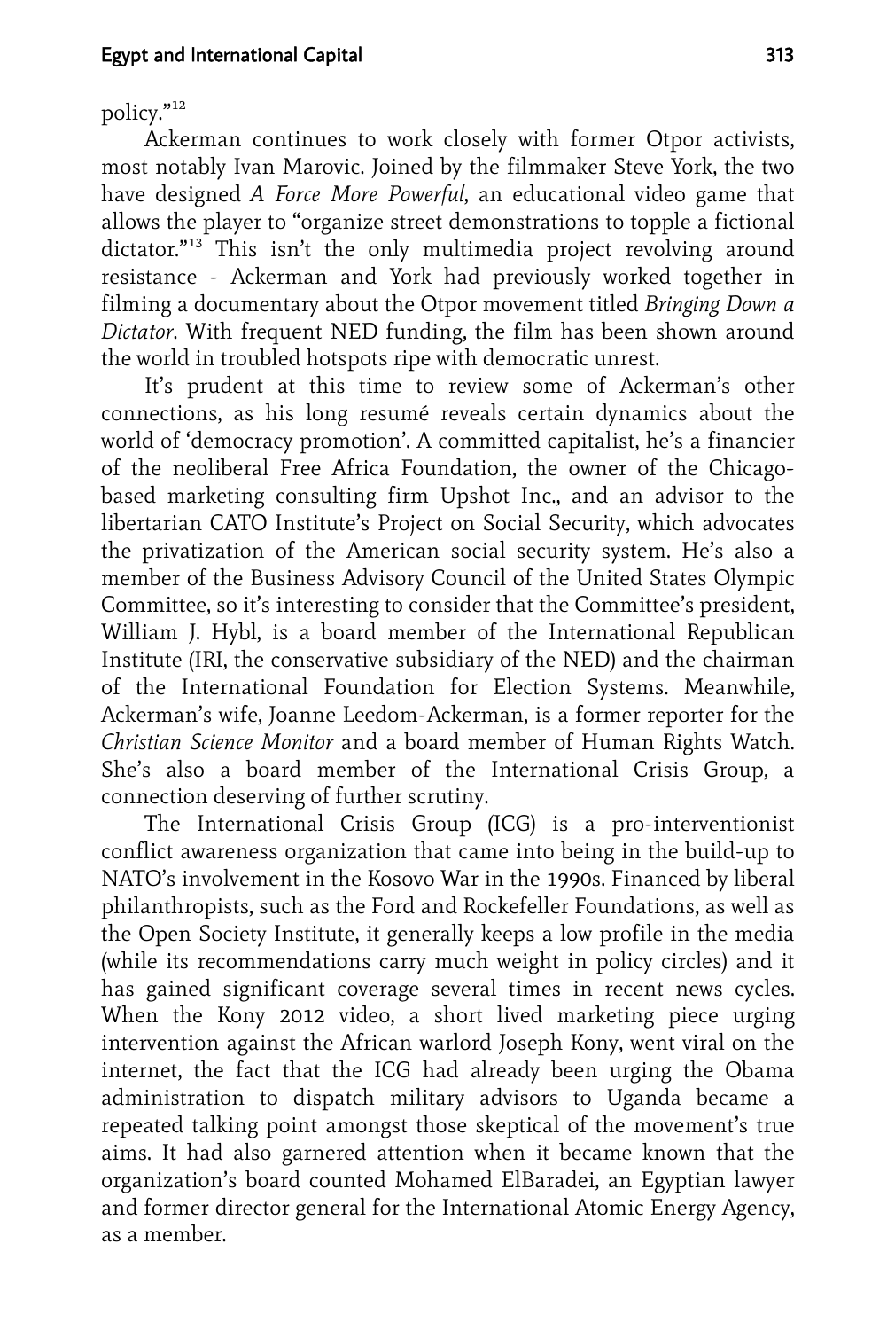policy."[12]

Ackerman continues to work closely with former Otpor activists, most notably Ivan Marovic. Joined by the filmmaker Steve York, the two have designed *A Force More Powerful*, an educational video game that allows the player to "organize street demonstrations to topple a fictional dictator."[13] This isn't the only multimedia project revolving around resistance - Ackerman and York had previously worked together in filming a documentary about the Otpor movement titled *Bringing Down a Dictator*. With frequent NED funding, the film has been shown around the world in troubled hotspots ripe with democratic unrest.

It's prudent at this time to review some of Ackerman's other connections, as his long resumé reveals certain dynamics about the world of 'democracy promotion'. A committed capitalist, he's a financier of the neoliberal Free Africa Foundation, the owner of the Chicago-based marketing consulting firm Upshot Inc., and an advisor to the libertarian CATO Institute's Project on Social Security, which advocates the privatization of the American social security system. He's also a member of the Business Advisory Council of the United States Olympic Committee, so it's interesting to consider that the Committee's president, William J. Hybl, is a board member of the International Republican Institute (IRI, the conservative subsidiary of the NED) and the chairman of the International Foundation for Election Systems. Meanwhile, Ackerman's wife, Joanne Leedom-Ackerman, is a former reporter for the *Christian Science Monitor* and a board member of Human Rights Watch. She's also a board member of the International Crisis Group, a connection deserving of further scrutiny.

The International Crisis Group (ICG) is a pro-interventionist conflict awareness organization that came into being in the build-up to NATO's involvement in the Kosovo War in the 1990s. Financed by liberal philanthropists, such as the Ford and Rockefeller Foundations, as well as the Open Society Institute, it generally keeps a low profile in the media (while its recommendations carry much weight in policy circles) and it has gained significant coverage several times in recent news cycles. When the Kony 2012 video, a short lived marketing piece urging intervention against the African warlord Joseph Kony, went viral on the internet, the fact that the ICG had already been urging the Obama administration to dispatch military advisors to Uganda became a repeated talking point amongst those skeptical of the movement's true aims. It had also garnered attention when it became known that the organization's board counted Mohamed ElBaradei, an Egyptian lawyer and former director general for the International Atomic Energy Agency, as a member.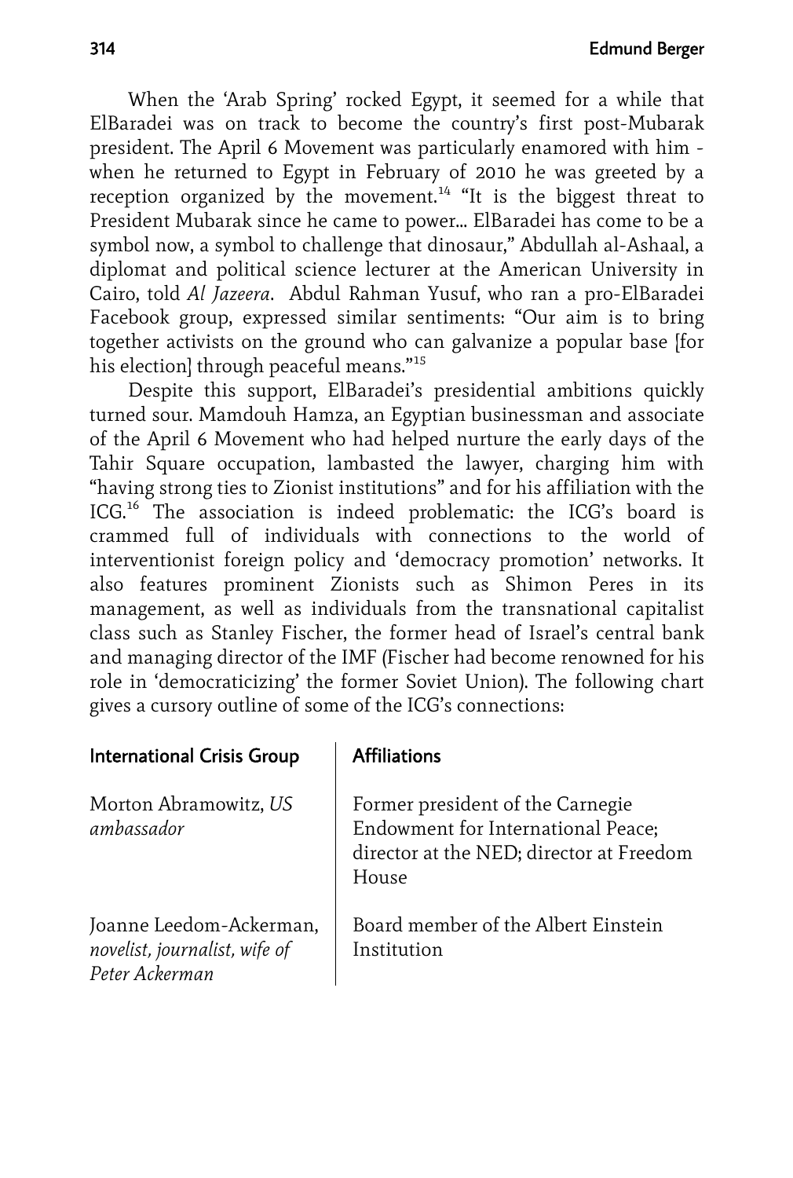When the 'Arab Spring' rocked Egypt, it seemed for a while that ElBaradei was on track to become the country's first post-Mubarak president. The April 6 Movement was particularly enamored with him - when he returned to Egypt in February of 2010 he was greeted by a reception organized by the movement.[14] "It is the biggest threat to President Mubarak since he came to power... ElBaradei has come to be a symbol now, a symbol to challenge that dinosaur," Abdullah al-Ashaal, a diplomat and political science lecturer at the American University in Cairo, told *Al Jazeera*. Abdul Rahman Yusuf, who ran a pro-ElBaradei Facebook group, expressed similar sentiments: "Our aim is to bring together activists on the ground who can galvanize a popular base [for his election] through peaceful means."[15]

Despite this support, ElBaradei's presidential ambitions quickly turned sour. Mamdouh Hamza, an Egyptian businessman and associate of the April 6 Movement who had helped nurture the early days of the Tahir Square occupation, lambasted the lawyer, charging him with "having strong ties to Zionist institutions" and for his affiliation with the ICG.[16] The association is indeed problematic: the ICG's board is crammed full of individuals with connections to the world of interventionist foreign policy and 'democracy promotion' networks. It also features prominent Zionists such as Shimon Peres in its management, as well as individuals from the transnational capitalist class such as Stanley Fischer, the former head of Israel's central bank and managing director of the IMF (Fischer had become renowned for his role in 'democraticizing' the former Soviet Union). The following chart gives a cursory outline of some of the ICG's connections:

| International Crisis Group | Affiliations |
| --- | --- |
| Morton Abramowitz, *US ambassador* | Former president of the Carnegie Endowment for International Peace; director at the NED; director at Freedom House |
| Joanne Leedom-Ackerman, *novelist, journalist, wife of Peter Ackerman* | Board member of the Albert Einstein Institution |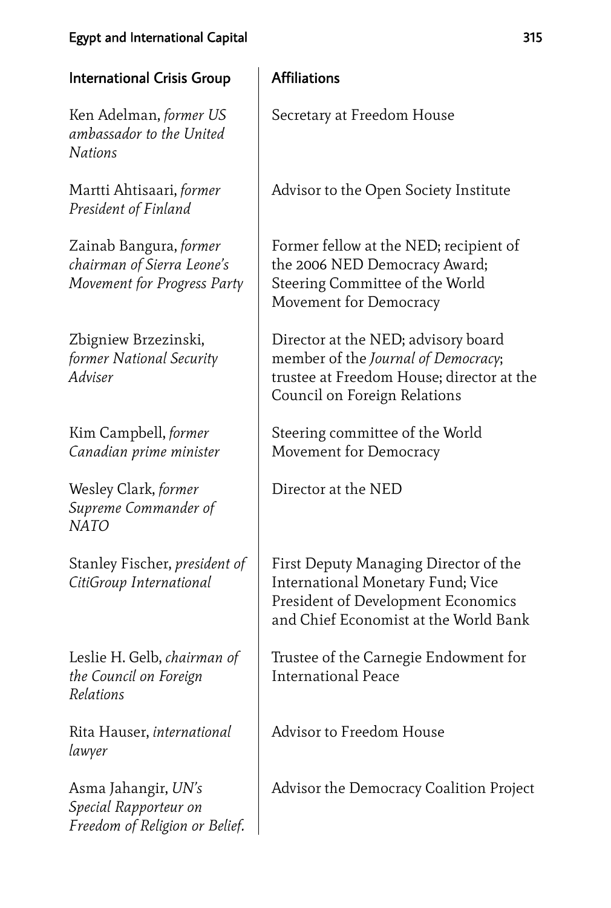| International Crisis Group | Affiliations |
| --- | --- |
| Ken Adelman, *former US ambassador to the United Nations* | Secretary at Freedom House |
| Martti Ahtisaari, *former President of Finland* | Advisor to the Open Society Institute |
| Zainab Bangura, *former chairman of Sierra Leone's Movement for Progress Party* | Former fellow at the NED; recipient of the 2006 NED Democracy Award; Steering Committee of the World Movement for Democracy |
| Zbigniew Brzezinski, *former National Security Adviser* | Director at the NED; advisory board member of the *Journal of Democracy*; trustee at Freedom House; director at the Council on Foreign Relations |
| Kim Campbell, *former Canadian prime minister* | Steering committee of the World Movement for Democracy |
| Wesley Clark, *former Supreme Commander of NATO* | Director at the NED |
| Stanley Fischer, *president of CitiGroup International* | First Deputy Managing Director of the International Monetary Fund; Vice President of Development Economics and Chief Economist at the World Bank |
| Leslie H. Gelb, *chairman of the Council on Foreign Relations* | Trustee of the Carnegie Endowment for International Peace |
| Rita Hauser, *international lawyer* | Advisor to Freedom House |
| Asma Jahangir, *UN's Special Rapporteur on Freedom of Religion or Belief.* | Advisor the Democracy Coalition Project |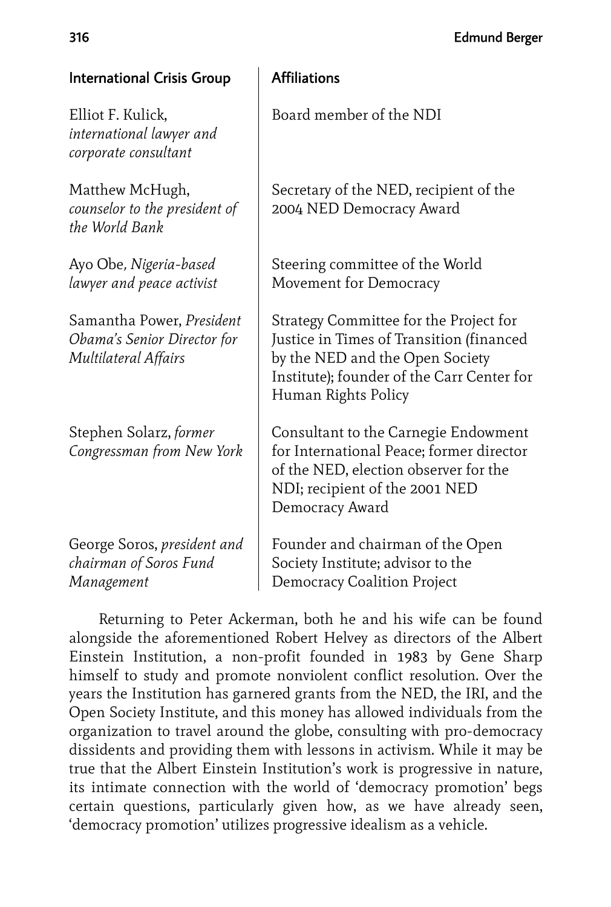| International Crisis Group | Affiliations |
| --- | --- |
| Elliot F. Kulick, *international lawyer and corporate consultant* | Board member of the NDI |
| Matthew McHugh, *counselor to the president of the World Bank* | Secretary of the NED, recipient of the 2004 NED Democracy Award |
| Ayo Obe*, Nigeria-based lawyer and peace activist* | Steering committee of the World Movement for Democracy |
| Samantha Power, *President Obama's Senior Director for Multilateral Affairs* | Strategy Committee for the Project for Justice in Times of Transition (financed by the NED and the Open Society Institute); founder of the Carr Center for Human Rights Policy |
| Stephen Solarz, *former Congressman from New York* | Consultant to the Carnegie Endowment for International Peace; former director of the NED, election observer for the NDI; recipient of the 2001 NED Democracy Award |
| George Soros, *president and chairman of Soros Fund Management* | Founder and chairman of the Open Society Institute; advisor to the Democracy Coalition Project |

Returning to Peter Ackerman, both he and his wife can be found alongside the aforementioned Robert Helvey as directors of the Albert Einstein Institution, a non-profit founded in 1983 by Gene Sharp himself to study and promote nonviolent conflict resolution. Over the years the Institution has garnered grants from the NED, the IRI, and the Open Society Institute, and this money has allowed individuals from the organization to travel around the globe, consulting with pro-democracy dissidents and providing them with lessons in activism. While it may be true that the Albert Einstein Institution's work is progressive in nature, its intimate connection with the world of 'democracy promotion' begs certain questions, particularly given how, as we have already seen, 'democracy promotion' utilizes progressive idealism as a vehicle.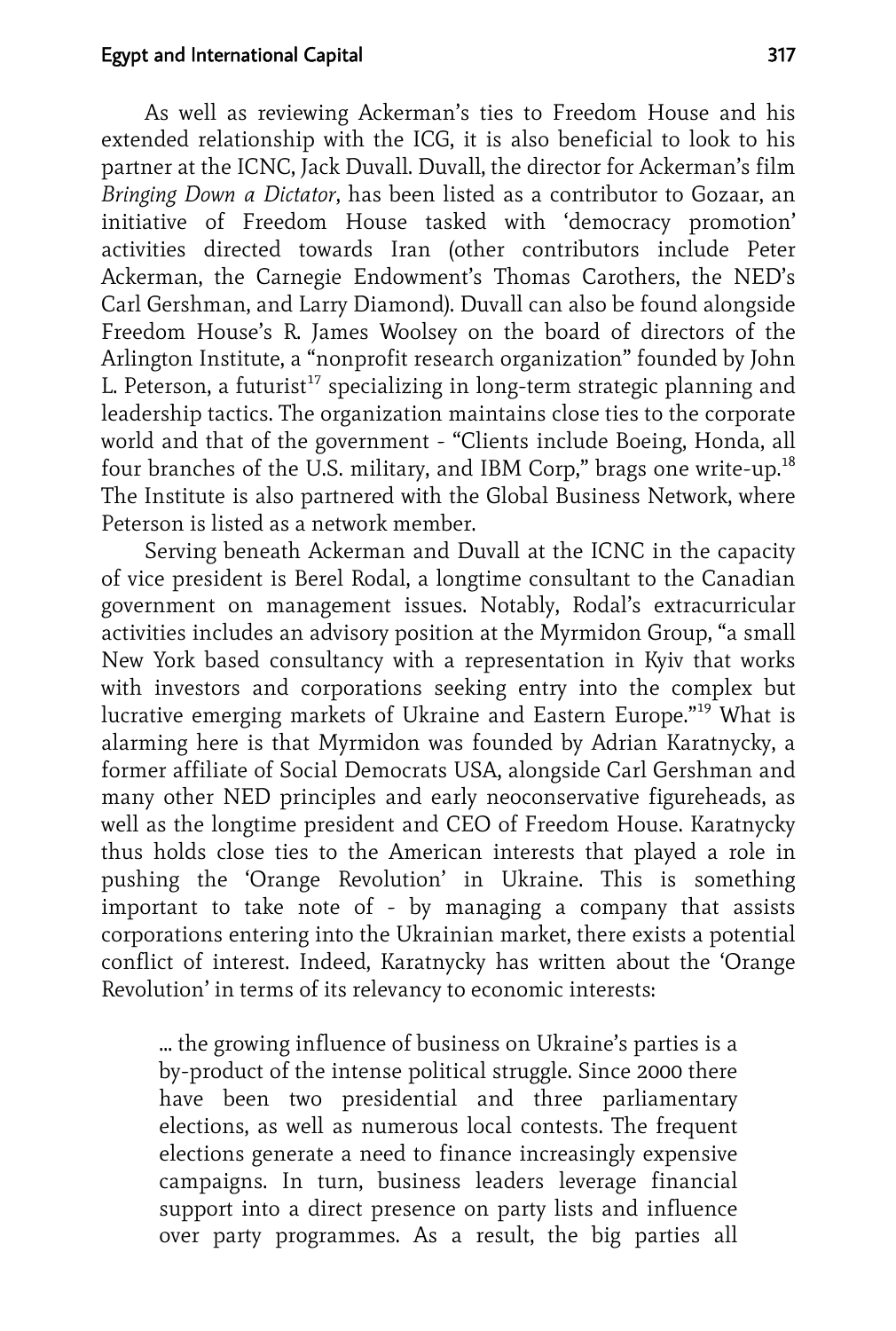As well as reviewing Ackerman's ties to Freedom House and his extended relationship with the ICG, it is also beneficial to look to his partner at the ICNC, Jack Duvall. Duvall, the director for Ackerman's film *Bringing Down a Dictator*, has been listed as a contributor to Gozaar, an initiative of Freedom House tasked with 'democracy promotion' activities directed towards Iran (other contributors include Peter Ackerman, the Carnegie Endowment's Thomas Carothers, the NED's Carl Gershman, and Larry Diamond). Duvall can also be found alongside Freedom House's R. James Woolsey on the board of directors of the Arlington Institute, a "nonprofit research organization" founded by John L. Peterson, a futurist[17] specializing in long-term strategic planning and leadership tactics. The organization maintains close ties to the corporate world and that of the government - "Clients include Boeing, Honda, all four branches of the U.S. military, and IBM Corp," brags one write-up.[18] The Institute is also partnered with the Global Business Network, where Peterson is listed as a network member.

Serving beneath Ackerman and Duvall at the ICNC in the capacity of vice president is Berel Rodal, a longtime consultant to the Canadian government on management issues. Notably, Rodal's extracurricular activities includes an advisory position at the Myrmidon Group, "a small New York based consultancy with a representation in Kyiv that works with investors and corporations seeking entry into the complex but lucrative emerging markets of Ukraine and Eastern Europe."[19] What is alarming here is that Myrmidon was founded by Adrian Karatnycky, a former affiliate of Social Democrats USA, alongside Carl Gershman and many other NED principles and early neoconservative figureheads, as well as the longtime president and CEO of Freedom House. Karatnycky thus holds close ties to the American interests that played a role in pushing the 'Orange Revolution' in Ukraine. This is something important to take note of - by managing a company that assists corporations entering into the Ukrainian market, there exists a potential conflict of interest. Indeed, Karatnycky has written about the 'Orange Revolution' in terms of its relevancy to economic interests:

> ... the growing influence of business on Ukraine's parties is a by-product of the intense political struggle. Since 2000 there have been two presidential and three parliamentary elections, as well as numerous local contests. The frequent elections generate a need to finance increasingly expensive campaigns. In turn, business leaders leverage financial support into a direct presence on party lists and influence over party programmes. As a result, the big parties all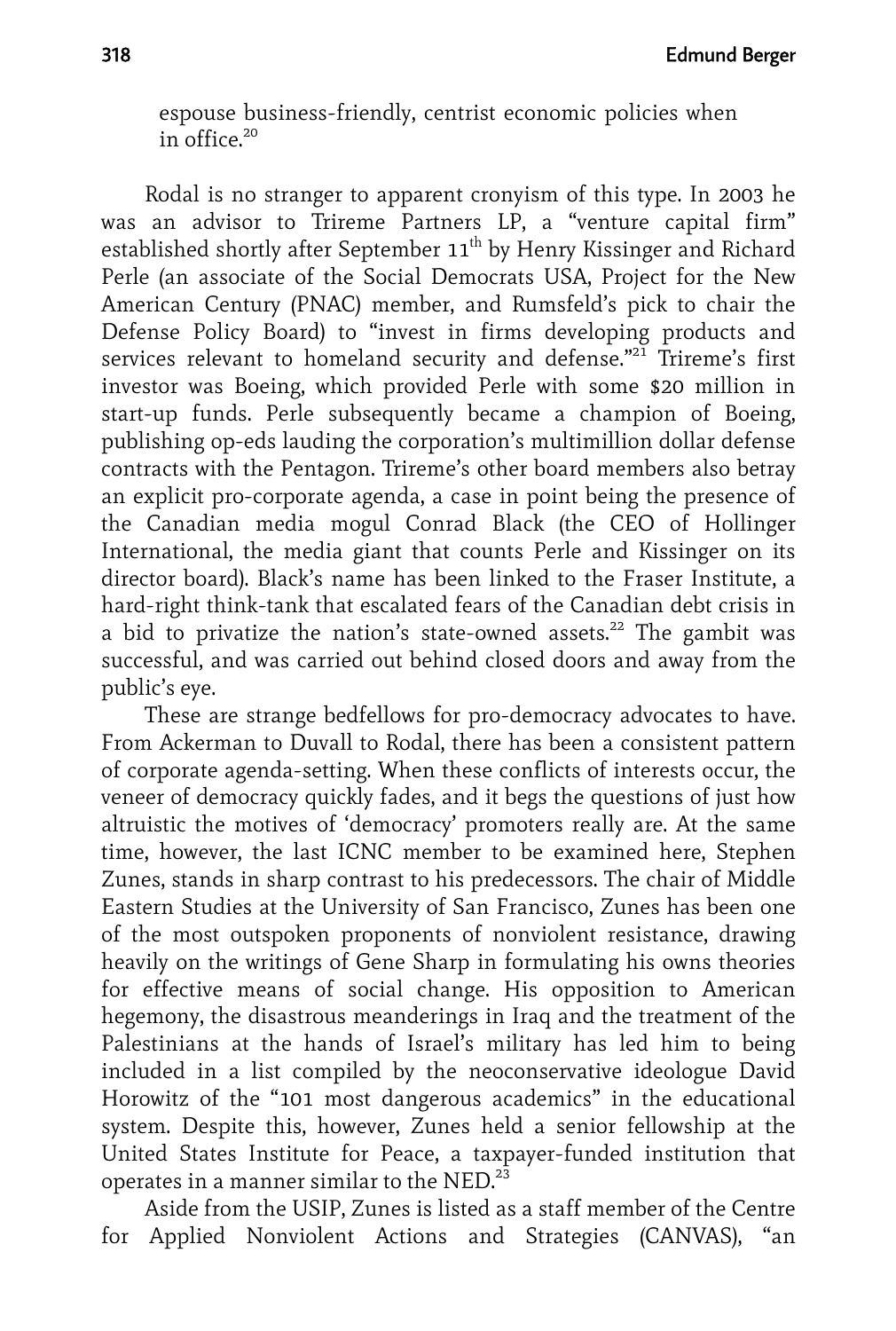espouse business-friendly, centrist economic policies when in office.[20]

Rodal is no stranger to apparent cronyism of this type. In 2003 he was an advisor to Trireme Partners LP, a "venture capital firm" established shortly after September 11th by Henry Kissinger and Richard Perle (an associate of the Social Democrats USA, Project for the New American Century (PNAC) member, and Rumsfeld's pick to chair the Defense Policy Board) to "invest in firms developing products and services relevant to homeland security and defense."[21] Trireme's first investor was Boeing, which provided Perle with some $20 million in start-up funds. Perle subsequently became a champion of Boeing, publishing op-eds lauding the corporation's multimillion dollar defense contracts with the Pentagon. Trireme's other board members also betray an explicit pro-corporate agenda, a case in point being the presence of the Canadian media mogul Conrad Black (the CEO of Hollinger International, the media giant that counts Perle and Kissinger on its director board). Black's name has been linked to the Fraser Institute, a hard-right think-tank that escalated fears of the Canadian debt crisis in a bid to privatize the nation's state-owned assets.[22] The gambit was successful, and was carried out behind closed doors and away from the public's eye.

These are strange bedfellows for pro-democracy advocates to have. From Ackerman to Duvall to Rodal, there has been a consistent pattern of corporate agenda-setting. When these conflicts of interests occur, the veneer of democracy quickly fades, and it begs the questions of just how altruistic the motives of 'democracy' promoters really are. At the same time, however, the last ICNC member to be examined here, Stephen Zunes, stands in sharp contrast to his predecessors. The chair of Middle Eastern Studies at the University of San Francisco, Zunes has been one of the most outspoken proponents of nonviolent resistance, drawing heavily on the writings of Gene Sharp in formulating his owns theories for effective means of social change. His opposition to American hegemony, the disastrous meanderings in Iraq and the treatment of the Palestinians at the hands of Israel's military has led him to being included in a list compiled by the neoconservative ideologue David Horowitz of the "101 most dangerous academics" in the educational system. Despite this, however, Zunes held a senior fellowship at the United States Institute for Peace, a taxpayer-funded institution that operates in a manner similar to the NED.[23]

Aside from the USIP, Zunes is listed as a staff member of the Centre for Applied Nonviolent Actions and Strategies (CANVAS), "an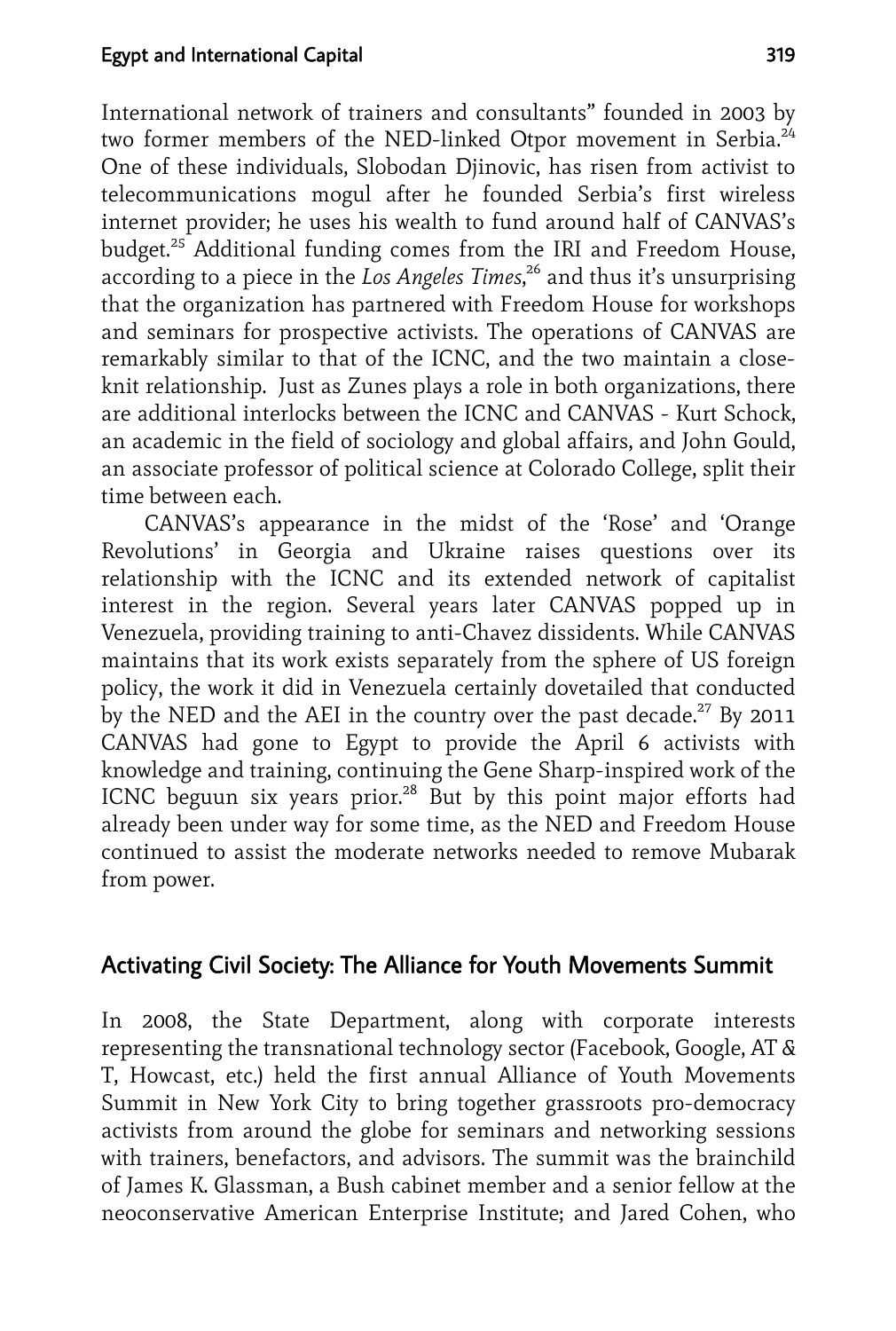International network of trainers and consultants" founded in 2003 by two former members of the NED-linked Otpor movement in Serbia.[24] One of these individuals, Slobodan Djinovic, has risen from activist to telecommunications mogul after he founded Serbia's first wireless internet provider; he uses his wealth to fund around half of CANVAS's budget.[25] Additional funding comes from the IRI and Freedom House, according to a piece in the *Los Angeles Times*,[26] and thus it's unsurprising that the organization has partnered with Freedom House for workshops and seminars for prospective activists. The operations of CANVAS are remarkably similar to that of the ICNC, and the two maintain a close-knit relationship. Just as Zunes plays a role in both organizations, there are additional interlocks between the ICNC and CANVAS - Kurt Schock, an academic in the field of sociology and global affairs, and John Gould, an associate professor of political science at Colorado College, split their time between each.

CANVAS's appearance in the midst of the 'Rose' and 'Orange Revolutions' in Georgia and Ukraine raises questions over its relationship with the ICNC and its extended network of capitalist interest in the region. Several years later CANVAS popped up in Venezuela, providing training to anti-Chavez dissidents. While CANVAS maintains that its work exists separately from the sphere of US foreign policy, the work it did in Venezuela certainly dovetailed that conducted by the NED and the AEI in the country over the past decade.[27] By 2011 CANVAS had gone to Egypt to provide the April 6 activists with knowledge and training, continuing the Gene Sharp-inspired work of the ICNC beguun six years prior.[28] But by this point major efforts had already been under way for some time, as the NED and Freedom House continued to assist the moderate networks needed to remove Mubarak from power.

## Activating Civil Society: The Alliance for Youth Movements Summit

In 2008, the State Department, along with corporate interests representing the transnational technology sector (Facebook, Google, AT & T, Howcast, etc.) held the first annual Alliance of Youth Movements Summit in New York City to bring together grassroots pro-democracy activists from around the globe for seminars and networking sessions with trainers, benefactors, and advisors. The summit was the brainchild of James K. Glassman, a Bush cabinet member and a senior fellow at the neoconservative American Enterprise Institute; and Jared Cohen, who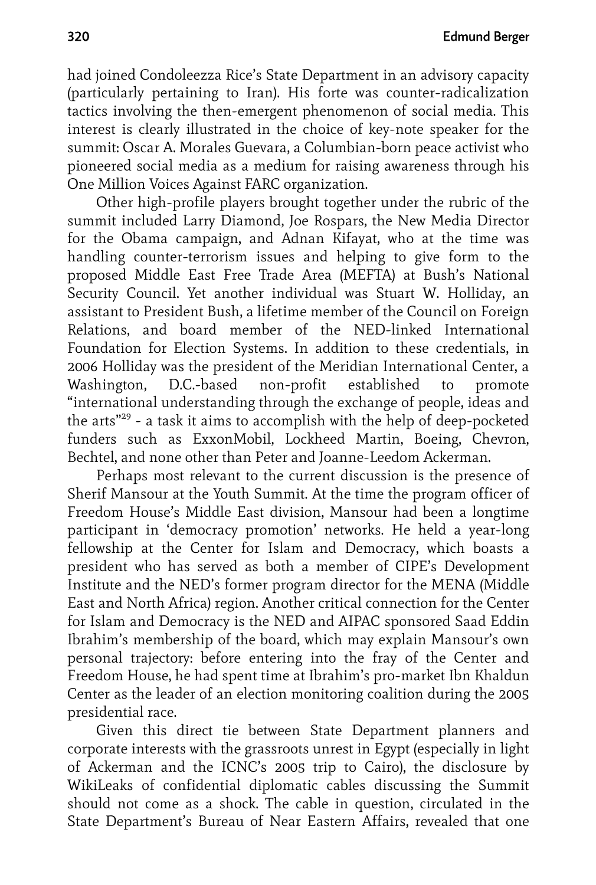had joined Condoleezza Rice's State Department in an advisory capacity (particularly pertaining to Iran). His forte was counter-radicalization tactics involving the then-emergent phenomenon of social media. This interest is clearly illustrated in the choice of key-note speaker for the summit: Oscar A. Morales Guevara, a Columbian-born peace activist who pioneered social media as a medium for raising awareness through his One Million Voices Against FARC organization.

Other high-profile players brought together under the rubric of the summit included Larry Diamond, Joe Rospars, the New Media Director for the Obama campaign, and Adnan Kifayat, who at the time was handling counter-terrorism issues and helping to give form to the proposed Middle East Free Trade Area (MEFTA) at Bush's National Security Council. Yet another individual was Stuart W. Holliday, an assistant to President Bush, a lifetime member of the Council on Foreign Relations, and board member of the NED-linked International Foundation for Election Systems. In addition to these credentials, in 2006 Holliday was the president of the Meridian International Center, a Washington, D.C.-based non-profit established to promote "international understanding through the exchange of people, ideas and the arts"[29] - a task it aims to accomplish with the help of deep-pocketed funders such as ExxonMobil, Lockheed Martin, Boeing, Chevron, Bechtel, and none other than Peter and Joanne-Leedom Ackerman.

Perhaps most relevant to the current discussion is the presence of Sherif Mansour at the Youth Summit. At the time the program officer of Freedom House's Middle East division, Mansour had been a longtime participant in 'democracy promotion' networks. He held a year-long fellowship at the Center for Islam and Democracy, which boasts a president who has served as both a member of CIPE's Development Institute and the NED's former program director for the MENA (Middle East and North Africa) region. Another critical connection for the Center for Islam and Democracy is the NED and AIPAC sponsored Saad Eddin Ibrahim's membership of the board, which may explain Mansour's own personal trajectory: before entering into the fray of the Center and Freedom House, he had spent time at Ibrahim's pro-market Ibn Khaldun Center as the leader of an election monitoring coalition during the 2005 presidential race.

Given this direct tie between State Department planners and corporate interests with the grassroots unrest in Egypt (especially in light of Ackerman and the ICNC's 2005 trip to Cairo), the disclosure by WikiLeaks of confidential diplomatic cables discussing the Summit should not come as a shock. The cable in question, circulated in the State Department's Bureau of Near Eastern Affairs, revealed that one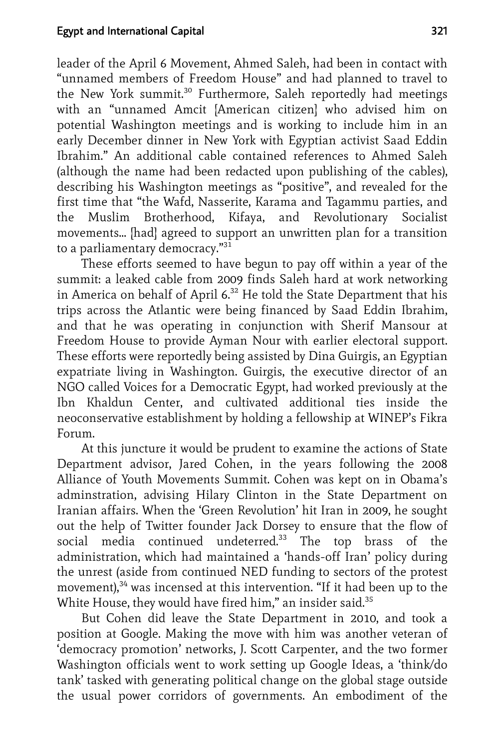leader of the April 6 Movement, Ahmed Saleh, had been in contact with "unnamed members of Freedom House" and had planned to travel to the New York summit.[30] Furthermore, Saleh reportedly had meetings with an "unnamed Amcit [American citizen] who advised him on potential Washington meetings and is working to include him in an early December dinner in New York with Egyptian activist Saad Eddin Ibrahim." An additional cable contained references to Ahmed Saleh (although the name had been redacted upon publishing of the cables), describing his Washington meetings as "positive", and revealed for the first time that "the Wafd, Nasserite, Karama and Tagammu parties, and the Muslim Brotherhood, Kifaya, and Revolutionary Socialist movements... [had] agreed to support an unwritten plan for a transition to a parliamentary democracy."[31]

These efforts seemed to have begun to pay off within a year of the summit: a leaked cable from 2009 finds Saleh hard at work networking in America on behalf of April 6.[32] He told the State Department that his trips across the Atlantic were being financed by Saad Eddin Ibrahim, and that he was operating in conjunction with Sherif Mansour at Freedom House to provide Ayman Nour with earlier electoral support. These efforts were reportedly being assisted by Dina Guirgis, an Egyptian expatriate living in Washington. Guirgis, the executive director of an NGO called Voices for a Democratic Egypt, had worked previously at the Ibn Khaldun Center, and cultivated additional ties inside the neoconservative establishment by holding a fellowship at WINEP's Fikra Forum.

At this juncture it would be prudent to examine the actions of State Department advisor, Jared Cohen, in the years following the 2008 Alliance of Youth Movements Summit. Cohen was kept on in Obama's adminstration, advising Hilary Clinton in the State Department on Iranian affairs. When the 'Green Revolution' hit Iran in 2009, he sought out the help of Twitter founder Jack Dorsey to ensure that the flow of social media continued undeterred.[33] The top brass of the administration, which had maintained a 'hands-off Iran' policy during the unrest (aside from continued NED funding to sectors of the protest movement),[34] was incensed at this intervention. "If it had been up to the White House, they would have fired him," an insider said.[35]

But Cohen did leave the State Department in 2010, and took a position at Google. Making the move with him was another veteran of 'democracy promotion' networks, J. Scott Carpenter, and the two former Washington officials went to work setting up Google Ideas, a 'think/do tank' tasked with generating political change on the global stage outside the usual power corridors of governments. An embodiment of the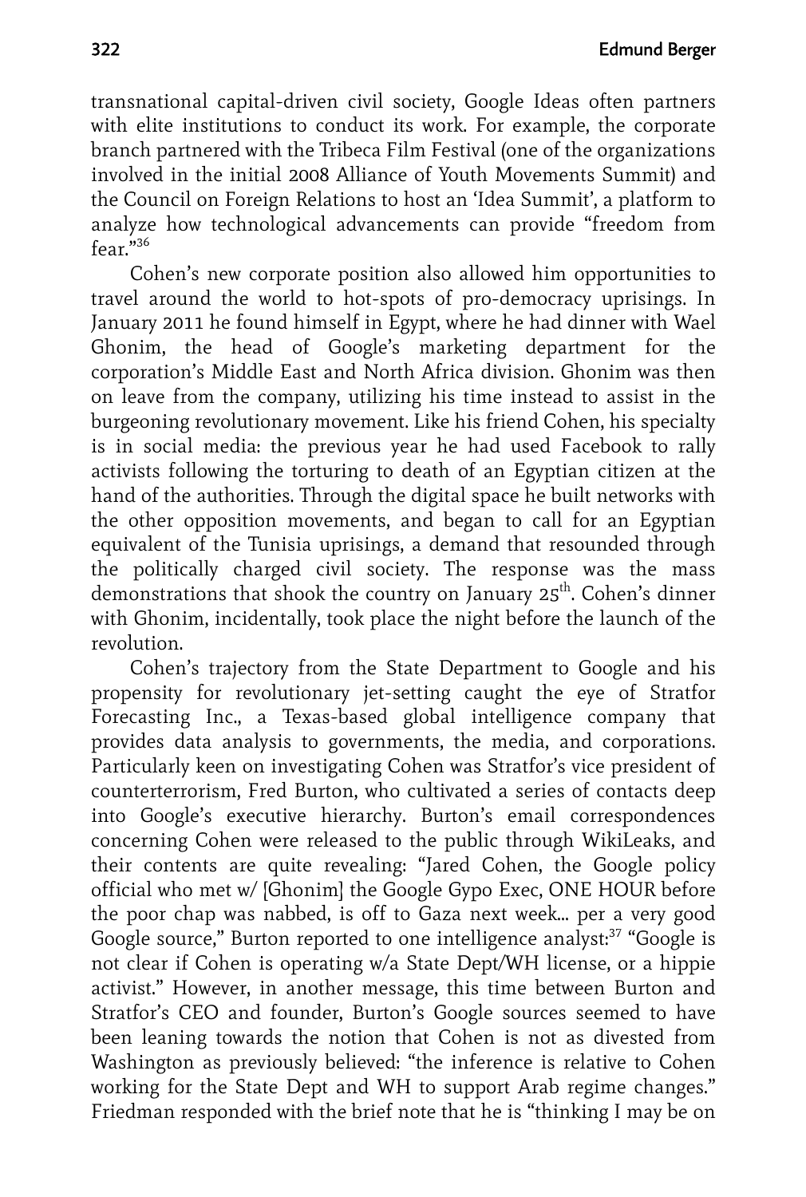transnational capital-driven civil society, Google Ideas often partners with elite institutions to conduct its work. For example, the corporate branch partnered with the Tribeca Film Festival (one of the organizations involved in the initial 2008 Alliance of Youth Movements Summit) and the Council on Foreign Relations to host an 'Idea Summit', a platform to analyze how technological advancements can provide "freedom from fear."[36]

Cohen's new corporate position also allowed him opportunities to travel around the world to hot-spots of pro-democracy uprisings. In January 2011 he found himself in Egypt, where he had dinner with Wael Ghonim, the head of Google's marketing department for the corporation's Middle East and North Africa division. Ghonim was then on leave from the company, utilizing his time instead to assist in the burgeoning revolutionary movement. Like his friend Cohen, his specialty is in social media: the previous year he had used Facebook to rally activists following the torturing to death of an Egyptian citizen at the hand of the authorities. Through the digital space he built networks with the other opposition movements, and began to call for an Egyptian equivalent of the Tunisia uprisings, a demand that resounded through the politically charged civil society. The response was the mass demonstrations that shook the country on January 25th. Cohen's dinner with Ghonim, incidentally, took place the night before the launch of the revolution.

Cohen's trajectory from the State Department to Google and his propensity for revolutionary jet-setting caught the eye of Stratfor Forecasting Inc., a Texas-based global intelligence company that provides data analysis to governments, the media, and corporations. Particularly keen on investigating Cohen was Stratfor's vice president of counterterrorism, Fred Burton, who cultivated a series of contacts deep into Google's executive hierarchy. Burton's email correspondences concerning Cohen were released to the public through WikiLeaks, and their contents are quite revealing: "Jared Cohen, the Google policy official who met w/ [Ghonim] the Google Gypo Exec, ONE HOUR before the poor chap was nabbed, is off to Gaza next week... per a very good Google source," Burton reported to one intelligence analyst:[37] "Google is not clear if Cohen is operating w/a State Dept/WH license, or a hippie activist." However, in another message, this time between Burton and Stratfor's CEO and founder, Burton's Google sources seemed to have been leaning towards the notion that Cohen is not as divested from Washington as previously believed: "the inference is relative to Cohen working for the State Dept and WH to support Arab regime changes." Friedman responded with the brief note that he is "thinking I may be on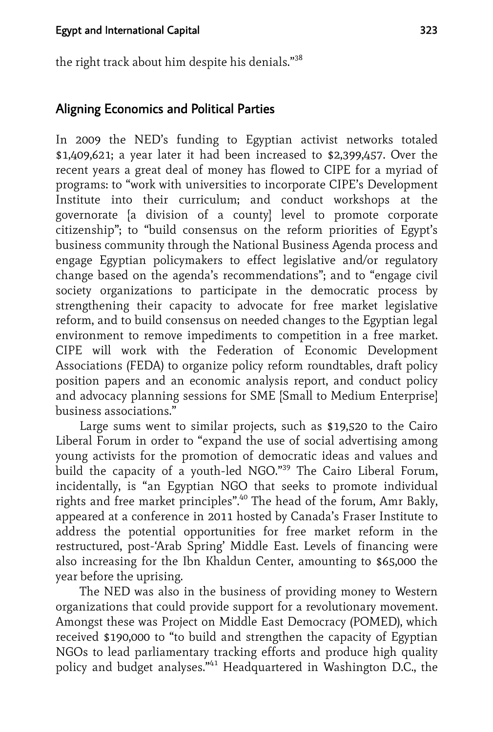the right track about him despite his denials."[38]

## Aligning Economics and Political Parties

In 2009 the NED's funding to Egyptian activist networks totaled $1,409,621; a year later it had been increased to $2,399,457. Over the recent years a great deal of money has flowed to CIPE for a myriad of programs: to "work with universities to incorporate CIPE's Development Institute into their curriculum; and conduct workshops at the governorate [a division of a county] level to promote corporate citizenship"; to "build consensus on the reform priorities of Egypt's business community through the National Business Agenda process and engage Egyptian policymakers to effect legislative and/or regulatory change based on the agenda's recommendations"; and to "engage civil society organizations to participate in the democratic process by strengthening their capacity to advocate for free market legislative reform, and to build consensus on needed changes to the Egyptian legal environment to remove impediments to competition in a free market. CIPE will work with the Federation of Economic Development Associations (FEDA) to organize policy reform roundtables, draft policy position papers and an economic analysis report, and conduct policy and advocacy planning sessions for SME [Small to Medium Enterprise] business associations."

Large sums went to similar projects, such as $19,520 to the Cairo Liberal Forum in order to "expand the use of social advertising among young activists for the promotion of democratic ideas and values and build the capacity of a youth-led NGO."[39] The Cairo Liberal Forum, incidentally, is "an Egyptian NGO that seeks to promote individual rights and free market principles".[40] The head of the forum, Amr Bakly, appeared at a conference in 2011 hosted by Canada's Fraser Institute to address the potential opportunities for free market reform in the restructured, post-'Arab Spring' Middle East. Levels of financing were also increasing for the Ibn Khaldun Center, amounting to $65,000 the year before the uprising.

The NED was also in the business of providing money to Western organizations that could provide support for a revolutionary movement. Amongst these was Project on Middle East Democracy (POMED), which received $190,000 to "to build and strengthen the capacity of Egyptian NGOs to lead parliamentary tracking efforts and produce high quality policy and budget analyses."[41] Headquartered in Washington D.C., the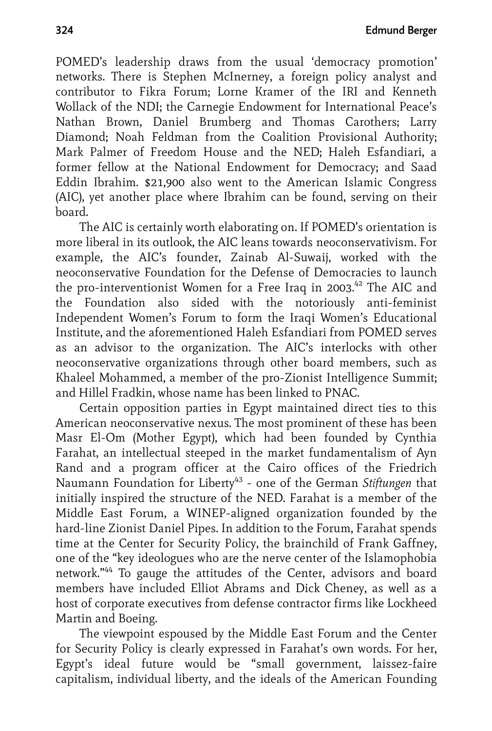POMED's leadership draws from the usual 'democracy promotion' networks. There is Stephen McInerney, a foreign policy analyst and contributor to Fikra Forum; Lorne Kramer of the IRI and Kenneth Wollack of the NDI; the Carnegie Endowment for International Peace's Nathan Brown, Daniel Brumberg and Thomas Carothers; Larry Diamond; Noah Feldman from the Coalition Provisional Authority; Mark Palmer of Freedom House and the NED; Haleh Esfandiari, a former fellow at the National Endowment for Democracy; and Saad Eddin Ibrahim. $21,900 also went to the American Islamic Congress (AIC), yet another place where Ibrahim can be found, serving on their board.

The AIC is certainly worth elaborating on. If POMED's orientation is more liberal in its outlook, the AIC leans towards neoconservativism. For example, the AIC's founder, Zainab Al-Suwaij, worked with the neoconservative Foundation for the Defense of Democracies to launch the pro-interventionist Women for a Free Iraq in 2003.[42] The AIC and the Foundation also sided with the notoriously anti-feminist Independent Women's Forum to form the Iraqi Women's Educational Institute, and the aforementioned Haleh Esfandiari from POMED serves as an advisor to the organization. The AIC's interlocks with other neoconservative organizations through other board members, such as Khaleel Mohammed, a member of the pro-Zionist Intelligence Summit; and Hillel Fradkin, whose name has been linked to PNAC.

Certain opposition parties in Egypt maintained direct ties to this American neoconservative nexus. The most prominent of these has been Masr El-Om (Mother Egypt), which had been founded by Cynthia Farahat, an intellectual steeped in the market fundamentalism of Ayn Rand and a program officer at the Cairo offices of the Friedrich Naumann Foundation for Liberty[43] - one of the German *Stiftungen* that initially inspired the structure of the NED. Farahat is a member of the Middle East Forum, a WINEP-aligned organization founded by the hard-line Zionist Daniel Pipes. In addition to the Forum, Farahat spends time at the Center for Security Policy, the brainchild of Frank Gaffney, one of the "key ideologues who are the nerve center of the Islamophobia network."[44] To gauge the attitudes of the Center, advisors and board members have included Elliot Abrams and Dick Cheney, as well as a host of corporate executives from defense contractor firms like Lockheed Martin and Boeing.

The viewpoint espoused by the Middle East Forum and the Center for Security Policy is clearly expressed in Farahat's own words. For her, Egypt's ideal future would be "small government, laissez-faire capitalism, individual liberty, and the ideals of the American Founding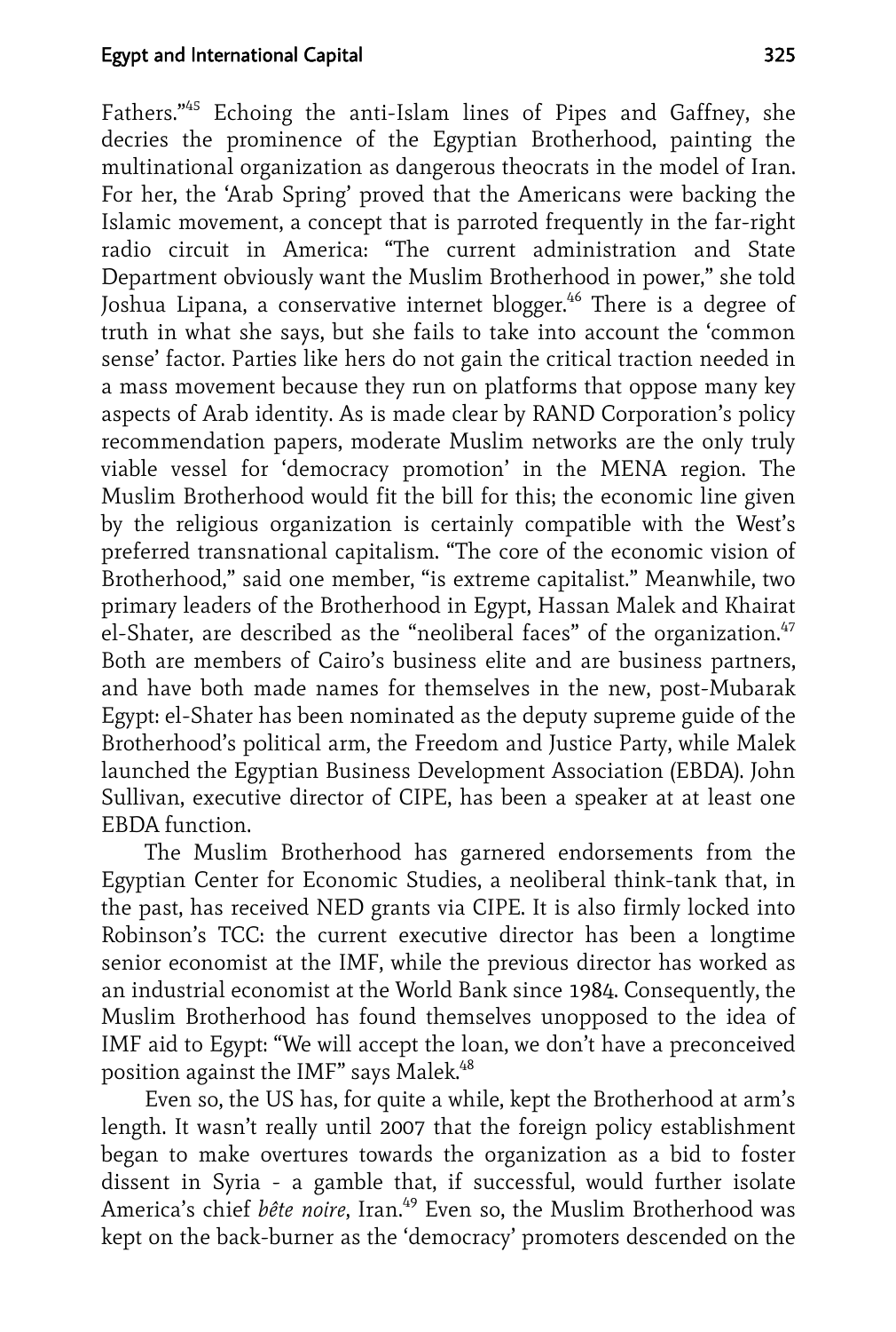Fathers."[45] Echoing the anti-Islam lines of Pipes and Gaffney, she decries the prominence of the Egyptian Brotherhood, painting the multinational organization as dangerous theocrats in the model of Iran. For her, the 'Arab Spring' proved that the Americans were backing the Islamic movement, a concept that is parroted frequently in the far-right radio circuit in America: "The current administration and State Department obviously want the Muslim Brotherhood in power," she told Joshua Lipana, a conservative internet blogger.[46] There is a degree of truth in what she says, but she fails to take into account the 'common sense' factor. Parties like hers do not gain the critical traction needed in a mass movement because they run on platforms that oppose many key aspects of Arab identity. As is made clear by RAND Corporation's policy recommendation papers, moderate Muslim networks are the only truly viable vessel for 'democracy promotion' in the MENA region. The Muslim Brotherhood would fit the bill for this; the economic line given by the religious organization is certainly compatible with the West's preferred transnational capitalism. "The core of the economic vision of Brotherhood," said one member, "is extreme capitalist." Meanwhile, two primary leaders of the Brotherhood in Egypt, Hassan Malek and Khairat el-Shater, are described as the "neoliberal faces" of the organization.[47] Both are members of Cairo's business elite and are business partners, and have both made names for themselves in the new, post-Mubarak Egypt: el-Shater has been nominated as the deputy supreme guide of the Brotherhood's political arm, the Freedom and Justice Party, while Malek launched the Egyptian Business Development Association (EBDA). John Sullivan, executive director of CIPE, has been a speaker at at least one EBDA function.

The Muslim Brotherhood has garnered endorsements from the Egyptian Center for Economic Studies, a neoliberal think-tank that, in the past, has received NED grants via CIPE. It is also firmly locked into Robinson's TCC: the current executive director has been a longtime senior economist at the IMF, while the previous director has worked as an industrial economist at the World Bank since 1984. Consequently, the Muslim Brotherhood has found themselves unopposed to the idea of IMF aid to Egypt: "We will accept the loan, we don't have a preconceived position against the IMF" says Malek.[48]

Even so, the US has, for quite a while, kept the Brotherhood at arm's length. It wasn't really until 2007 that the foreign policy establishment began to make overtures towards the organization as a bid to foster dissent in Syria - a gamble that, if successful, would further isolate America's chief *bête noire*, Iran.[49] Even so, the Muslim Brotherhood was kept on the back-burner as the 'democracy' promoters descended on the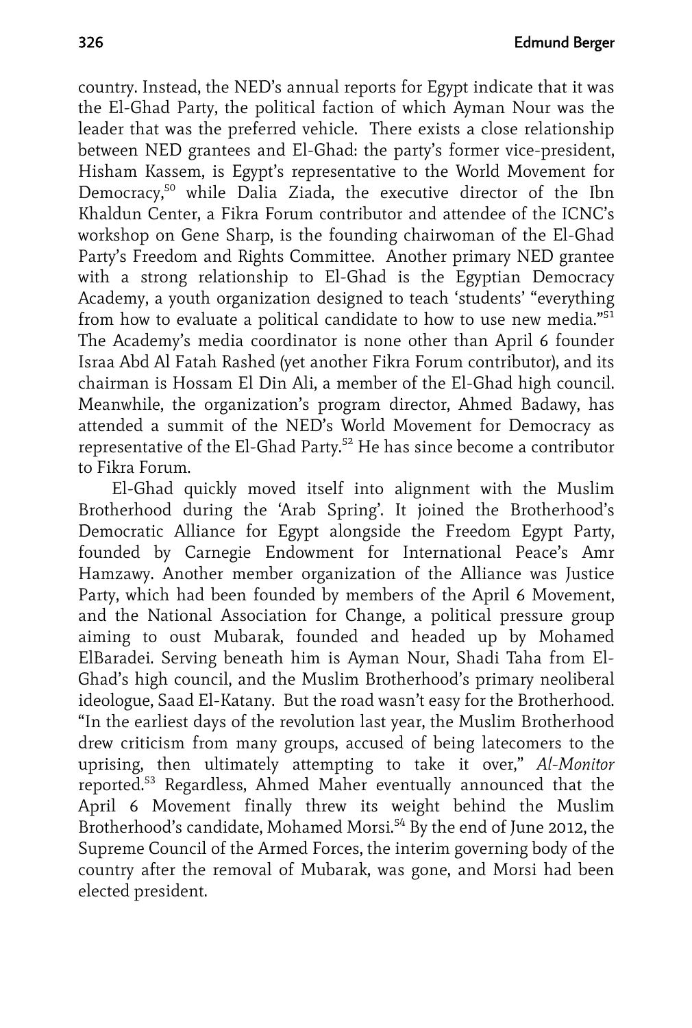country. Instead, the NED's annual reports for Egypt indicate that it was the El-Ghad Party, the political faction of which Ayman Nour was the leader that was the preferred vehicle. There exists a close relationship between NED grantees and El-Ghad: the party's former vice-president, Hisham Kassem, is Egypt's representative to the World Movement for Democracy,[50] while Dalia Ziada, the executive director of the Ibn Khaldun Center, a Fikra Forum contributor and attendee of the ICNC's workshop on Gene Sharp, is the founding chairwoman of the El-Ghad Party's Freedom and Rights Committee. Another primary NED grantee with a strong relationship to El-Ghad is the Egyptian Democracy Academy, a youth organization designed to teach 'students' "everything from how to evaluate a political candidate to how to use new media."[51] The Academy's media coordinator is none other than April 6 founder Israa Abd Al Fatah Rashed (yet another Fikra Forum contributor), and its chairman is Hossam El Din Ali, a member of the El-Ghad high council. Meanwhile, the organization's program director, Ahmed Badawy, has attended a summit of the NED's World Movement for Democracy as representative of the El-Ghad Party.[52] He has since become a contributor to Fikra Forum.

El-Ghad quickly moved itself into alignment with the Muslim Brotherhood during the 'Arab Spring'. It joined the Brotherhood's Democratic Alliance for Egypt alongside the Freedom Egypt Party, founded by Carnegie Endowment for International Peace's Amr Hamzawy. Another member organization of the Alliance was Justice Party, which had been founded by members of the April 6 Movement, and the National Association for Change, a political pressure group aiming to oust Mubarak, founded and headed up by Mohamed ElBaradei. Serving beneath him is Ayman Nour, Shadi Taha from El-Ghad's high council, and the Muslim Brotherhood's primary neoliberal ideologue, Saad El-Katany. But the road wasn't easy for the Brotherhood. "In the earliest days of the revolution last year, the Muslim Brotherhood drew criticism from many groups, accused of being latecomers to the uprising, then ultimately attempting to take it over," *Al-Monitor* reported.[53] Regardless, Ahmed Maher eventually announced that the April 6 Movement finally threw its weight behind the Muslim Brotherhood's candidate, Mohamed Morsi.[54] By the end of June 2012, the Supreme Council of the Armed Forces, the interim governing body of the country after the removal of Mubarak, was gone, and Morsi had been elected president.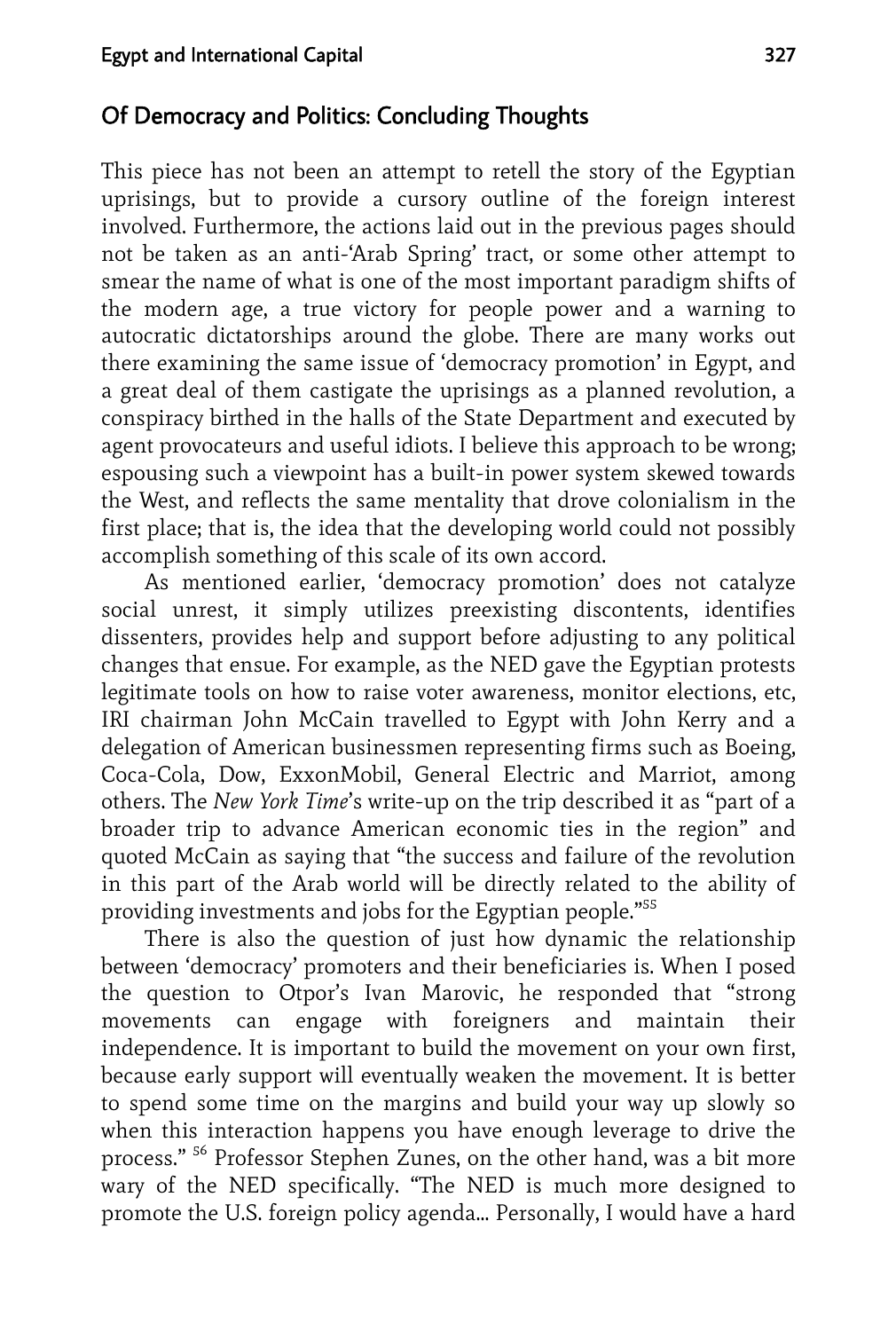## Of Democracy and Politics: Concluding Thoughts

This piece has not been an attempt to retell the story of the Egyptian uprisings, but to provide a cursory outline of the foreign interest involved. Furthermore, the actions laid out in the previous pages should not be taken as an anti-'Arab Spring' tract, or some other attempt to smear the name of what is one of the most important paradigm shifts of the modern age, a true victory for people power and a warning to autocratic dictatorships around the globe. There are many works out there examining the same issue of 'democracy promotion' in Egypt, and a great deal of them castigate the uprisings as a planned revolution, a conspiracy birthed in the halls of the State Department and executed by agent provocateurs and useful idiots. I believe this approach to be wrong; espousing such a viewpoint has a built-in power system skewed towards the West, and reflects the same mentality that drove colonialism in the first place; that is, the idea that the developing world could not possibly accomplish something of this scale of its own accord.

As mentioned earlier, 'democracy promotion' does not catalyze social unrest, it simply utilizes preexisting discontents, identifies dissenters, provides help and support before adjusting to any political changes that ensue. For example, as the NED gave the Egyptian protests legitimate tools on how to raise voter awareness, monitor elections, etc, IRI chairman John McCain travelled to Egypt with John Kerry and a delegation of American businessmen representing firms such as Boeing, Coca-Cola, Dow, ExxonMobil, General Electric and Marriot, among others. The *New York Time*'s write-up on the trip described it as "part of a broader trip to advance American economic ties in the region" and quoted McCain as saying that "the success and failure of the revolution in this part of the Arab world will be directly related to the ability of providing investments and jobs for the Egyptian people."[55]

There is also the question of just how dynamic the relationship between 'democracy' promoters and their beneficiaries is. When I posed the question to Otpor's Ivan Marovic, he responded that "strong movements can engage with foreigners and maintain their independence. It is important to build the movement on your own first, because early support will eventually weaken the movement. It is better to spend some time on the margins and build your way up slowly so when this interaction happens you have enough leverage to drive the process." [56] Professor Stephen Zunes, on the other hand, was a bit more wary of the NED specifically. "The NED is much more designed to promote the U.S. foreign policy agenda... Personally, I would have a hard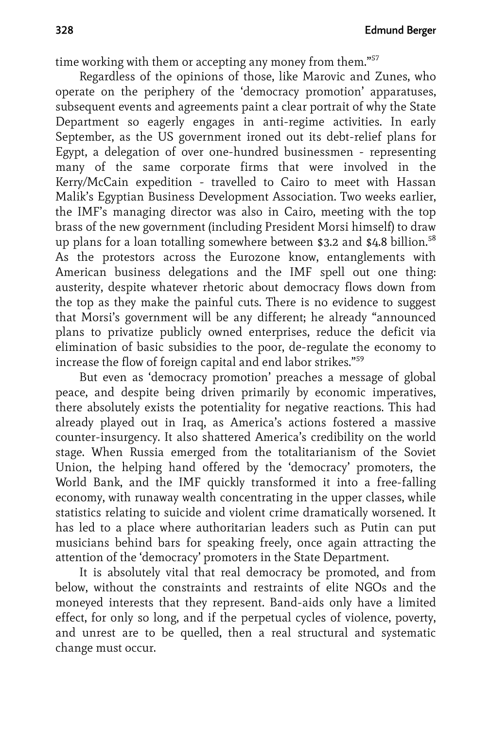time working with them or accepting any money from them."[57]

Regardless of the opinions of those, like Marovic and Zunes, who operate on the periphery of the 'democracy promotion' apparatuses, subsequent events and agreements paint a clear portrait of why the State Department so eagerly engages in anti-regime activities. In early September, as the US government ironed out its debt-relief plans for Egypt, a delegation of over one-hundred businessmen - representing many of the same corporate firms that were involved in the Kerry/McCain expedition - travelled to Cairo to meet with Hassan Malik's Egyptian Business Development Association. Two weeks earlier, the IMF's managing director was also in Cairo, meeting with the top brass of the new government (including President Morsi himself) to draw up plans for a loan totalling somewhere between $3.2 and $4.8 billion.[58] As the protestors across the Eurozone know, entanglements with American business delegations and the IMF spell out one thing: austerity, despite whatever rhetoric about democracy flows down from the top as they make the painful cuts. There is no evidence to suggest that Morsi's government will be any different; he already "announced plans to privatize publicly owned enterprises, reduce the deficit via elimination of basic subsidies to the poor, de-regulate the economy to increase the flow of foreign capital and end labor strikes."[59]

But even as 'democracy promotion' preaches a message of global peace, and despite being driven primarily by economic imperatives, there absolutely exists the potentiality for negative reactions. This had already played out in Iraq, as America's actions fostered a massive counter-insurgency. It also shattered America's credibility on the world stage. When Russia emerged from the totalitarianism of the Soviet Union, the helping hand offered by the 'democracy' promoters, the World Bank, and the IMF quickly transformed it into a free-falling economy, with runaway wealth concentrating in the upper classes, while statistics relating to suicide and violent crime dramatically worsened. It has led to a place where authoritarian leaders such as Putin can put musicians behind bars for speaking freely, once again attracting the attention of the 'democracy' promoters in the State Department.

It is absolutely vital that real democracy be promoted, and from below, without the constraints and restraints of elite NGOs and the moneyed interests that they represent. Band-aids only have a limited effect, for only so long, and if the perpetual cycles of violence, poverty, and unrest are to be quelled, then a real structural and systematic change must occur.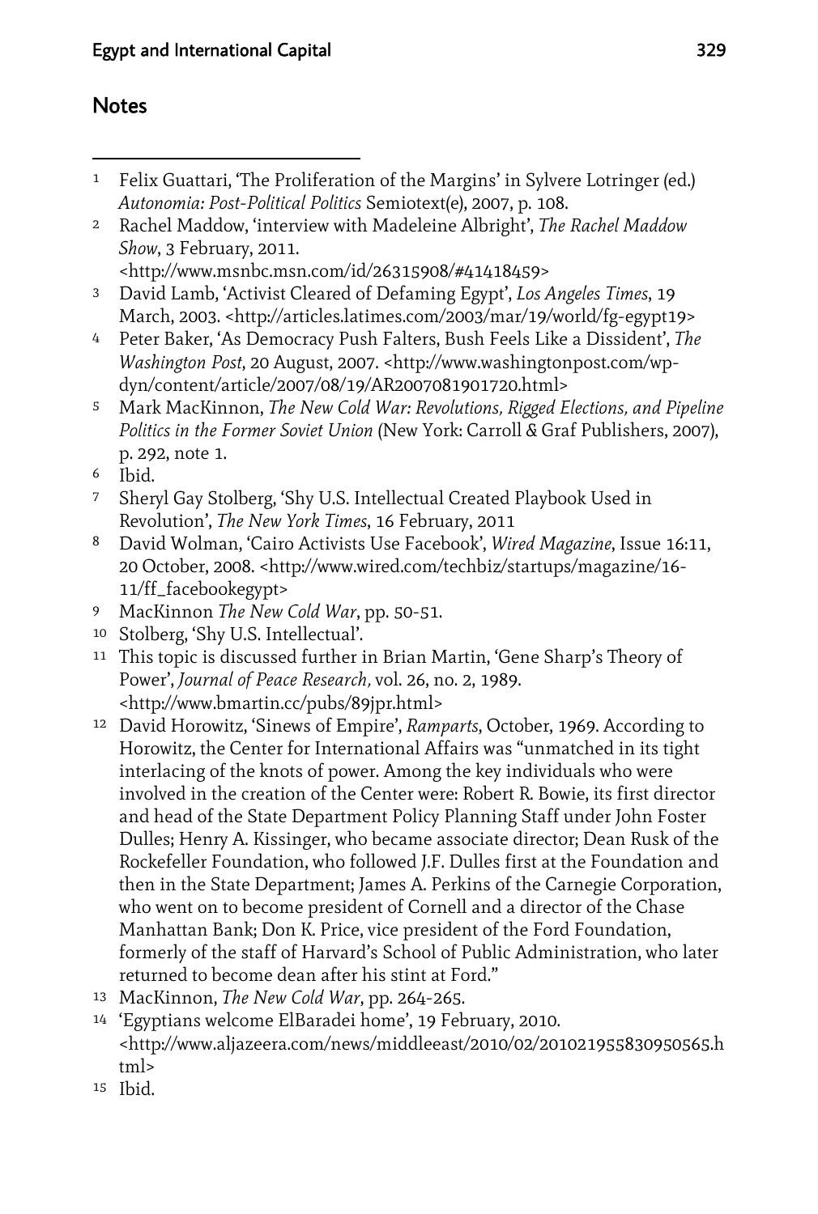## Notes

1. Felix Guattari, 'The Proliferation of the Margins' in Sylvere Lotringer (ed.) *Autonomia: Post-Political Politics* Semiotext(e), 2007, p. 108.
2. Rachel Maddow, 'interview with Madeleine Albright', *The Rachel Maddow Show*, 3 February, 2011. <http://www.msnbc.msn.com/id/26315908/#41418459>
3. David Lamb, 'Activist Cleared of Defaming Egypt', *Los Angeles Times*, 19 March, 2003. <http://articles.latimes.com/2003/mar/19/world/fg-egypt19>
4. Peter Baker, 'As Democracy Push Falters, Bush Feels Like a Dissident', *The Washington Post*, 20 August, 2007. <http://www.washingtonpost.com/wp-dyn/content/article/2007/08/19/AR2007081901720.html>
5. Mark MacKinnon, *The New Cold War: Revolutions, Rigged Elections, and Pipeline Politics in the Former Soviet Union* (New York: Carroll & Graf Publishers, 2007), p. 292, note 1.
6. Ibid.
7. Sheryl Gay Stolberg, 'Shy U.S. Intellectual Created Playbook Used in Revolution', *The New York Times*, 16 February, 2011
8. David Wolman, 'Cairo Activists Use Facebook', *Wired Magazine*, Issue 16:11, 20 October, 2008. <http://www.wired.com/techbiz/startups/magazine/16-11/ff_facebookegypt>
9. MacKinnon *The New Cold War*, pp. 50-51.
10. Stolberg, 'Shy U.S. Intellectual'.
11. This topic is discussed further in Brian Martin, 'Gene Sharp's Theory of Power', *Journal of Peace Research,* vol. 26, no. 2, 1989. <http://www.bmartin.cc/pubs/89jpr.html>
12. David Horowitz, 'Sinews of Empire', *Ramparts*, October, 1969. According to Horowitz, the Center for International Affairs was "unmatched in its tight interlacing of the knots of power. Among the key individuals who were involved in the creation of the Center were: Robert R. Bowie, its first director and head of the State Department Policy Planning Staff under John Foster Dulles; Henry A. Kissinger, who became associate director; Dean Rusk of the Rockefeller Foundation, who followed J.F. Dulles first at the Foundation and then in the State Department; James A. Perkins of the Carnegie Corporation, who went on to become president of Cornell and a director of the Chase Manhattan Bank; Don K. Price, vice president of the Ford Foundation, formerly of the staff of Harvard's School of Public Administration, who later returned to become dean after his stint at Ford."
13. MacKinnon, *The New Cold War*, pp. 264-265.
14. 'Egyptians welcome ElBaradei home', 19 February, 2010. <http://www.aljazeera.com/news/middleeast/2010/02/201021955830950565.html>
15. Ibid.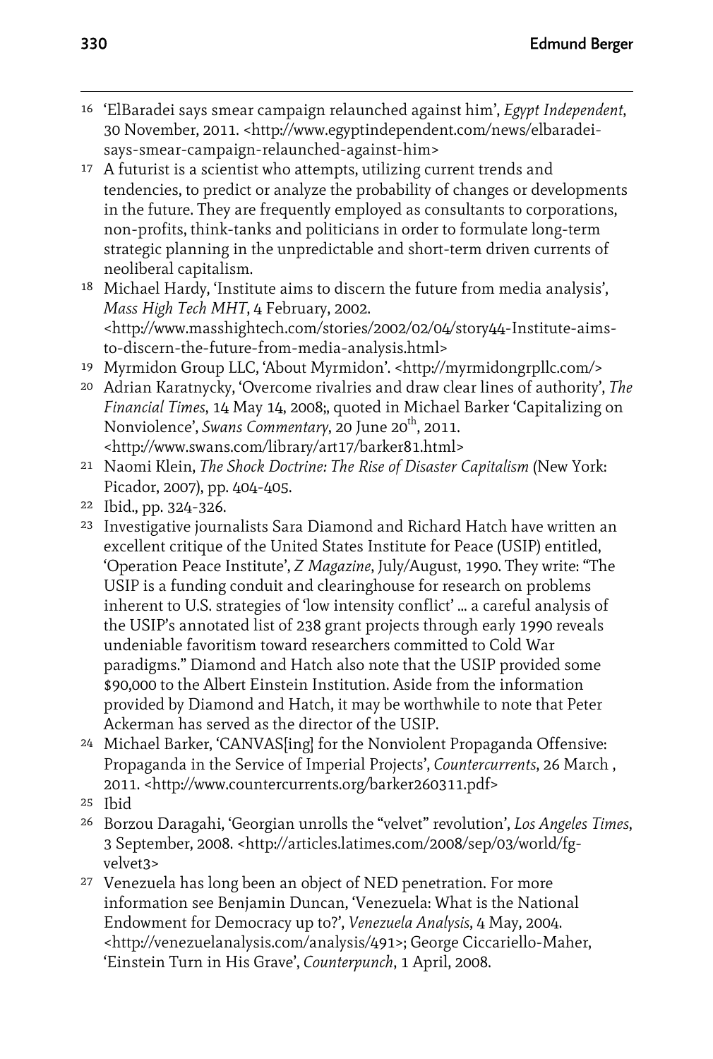16 'ElBaradei says smear campaign relaunched against him', *Egypt Independent*, 30 November, 2011. <http://www.egyptindependent.com/news/elbaradei-says-smear-campaign-relaunched-against-him>

17 A futurist is a scientist who attempts, utilizing current trends and tendencies, to predict or analyze the probability of changes or developments in the future. They are frequently employed as consultants to corporations, non-profits, think-tanks and politicians in order to formulate long-term strategic planning in the unpredictable and short-term driven currents of neoliberal capitalism.

18 Michael Hardy, 'Institute aims to discern the future from media analysis', *Mass High Tech MHT*, 4 February, 2002. <http://www.masshightech.com/stories/2002/02/04/story44-Institute-aims-to-discern-the-future-from-media-analysis.html>

19 Myrmidon Group LLC, 'About Myrmidon'. <http://myrmidongrpllc.com/>

20 Adrian Karatnycky, 'Overcome rivalries and draw clear lines of authority', *The Financial Times*, 14 May 14, 2008;, quoted in Michael Barker 'Capitalizing on Nonviolence', *Swans Commentary*, 20 June 20th, 2011. <http://www.swans.com/library/art17/barker81.html>

21 Naomi Klein, *The Shock Doctrine: The Rise of Disaster Capitalism* (New York: Picador, 2007), pp. 404-405.

22 Ibid., pp. 324-326.

23 Investigative journalists Sara Diamond and Richard Hatch have written an excellent critique of the United States Institute for Peace (USIP) entitled, 'Operation Peace Institute', *Z Magazine*, July/August, 1990. They write: "The USIP is a funding conduit and clearinghouse for research on problems inherent to U.S. strategies of 'low intensity conflict' ... a careful analysis of the USIP's annotated list of 238 grant projects through early 1990 reveals undeniable favoritism toward researchers committed to Cold War paradigms." Diamond and Hatch also note that the USIP provided some $90,000 to the Albert Einstein Institution. Aside from the information provided by Diamond and Hatch, it may be worthwhile to note that Peter Ackerman has served as the director of the USIP.

24 Michael Barker, 'CANVAS[ing] for the Nonviolent Propaganda Offensive: Propaganda in the Service of Imperial Projects', *Countercurrents*, 26 March , 2011. <http://www.countercurrents.org/barker260311.pdf>

25 Ibid

26 Borzou Daragahi, 'Georgian unrolls the "velvet" revolution', *Los Angeles Times*, 3 September, 2008. <http://articles.latimes.com/2008/sep/03/world/fg-velvet3>

27 Venezuela has long been an object of NED penetration. For more information see Benjamin Duncan, 'Venezuela: What is the National Endowment for Democracy up to?', *Venezuela Analysis*, 4 May, 2004. <http://venezuelanalysis.com/analysis/491>; George Ciccariello-Maher, 'Einstein Turn in His Grave', *Counterpunch*, 1 April, 2008.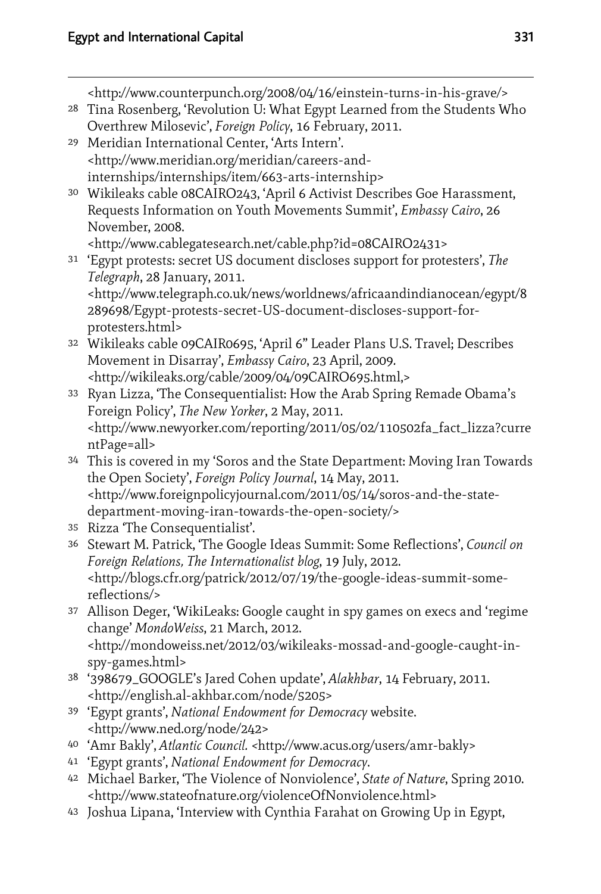<http://www.counterpunch.org/2008/04/16/einstein-turns-in-his-grave/>

28 Tina Rosenberg, 'Revolution U: What Egypt Learned from the Students Who Overthrew Milosevic', *Foreign Policy*, 16 February, 2011.

29 Meridian International Center, 'Arts Intern'. <http://www.meridian.org/meridian/careers-and-internships/internships/item/663-arts-internship>

30 Wikileaks cable 08CAIRO243, 'April 6 Activist Describes Goe Harassment, Requests Information on Youth Movements Summit', *Embassy Cairo*, 26 November, 2008. <http://www.cablegatesearch.net/cable.php?id=08CAIRO2431>

31 'Egypt protests: secret US document discloses support for protesters', *The Telegraph*, 28 January, 2011. <http://www.telegraph.co.uk/news/worldnews/africaandindianocean/egypt/8289698/Egypt-protests-secret-US-document-discloses-support-for-protesters.html>

32 Wikileaks cable 09CAIR0695, 'April 6" Leader Plans U.S. Travel; Describes Movement in Disarray', *Embassy Cairo*, 23 April, 2009. <http://wikileaks.org/cable/2009/04/09CAIRO695.html,>

33 Ryan Lizza, 'The Consequentialist: How the Arab Spring Remade Obama's Foreign Policy', *The New Yorker*, 2 May, 2011. <http://www.newyorker.com/reporting/2011/05/02/110502fa_fact_lizza?currentPage=all>

34 This is covered in my 'Soros and the State Department: Moving Iran Towards the Open Society', *Foreign Policy Journal*, 14 May, 2011. <http://www.foreignpolicyjournal.com/2011/05/14/soros-and-the-state-department-moving-iran-towards-the-open-society/>

35 Rizza 'The Consequentialist'.

36 Stewart M. Patrick, 'The Google Ideas Summit: Some Reflections', *Council on Foreign Relations, The Internationalist blog*, 19 July, 2012. <http://blogs.cfr.org/patrick/2012/07/19/the-google-ideas-summit-some-reflections/>

37 Allison Deger, 'WikiLeaks: Google caught in spy games on execs and 'regime change' *MondoWeiss*, 21 March, 2012. <http://mondoweiss.net/2012/03/wikileaks-mossad-and-google-caught-in-spy-games.html>

38 '398679_GOOGLE's Jared Cohen update', *Alakhbar*, 14 February, 2011. <http://english.al-akhbar.com/node/5205>

39 'Egypt grants', *National Endowment for Democracy* website. <http://www.ned.org/node/242>

40 'Amr Bakly', *Atlantic Council*. <http://www.acus.org/users/amr-bakly>

41 'Egypt grants', *National Endowment for Democracy*.

42 Michael Barker, 'The Violence of Nonviolence', *State of Nature*, Spring 2010. <http://www.stateofnature.org/violenceOfNonviolence.html>

43 Joshua Lipana, 'Interview with Cynthia Farahat on Growing Up in Egypt,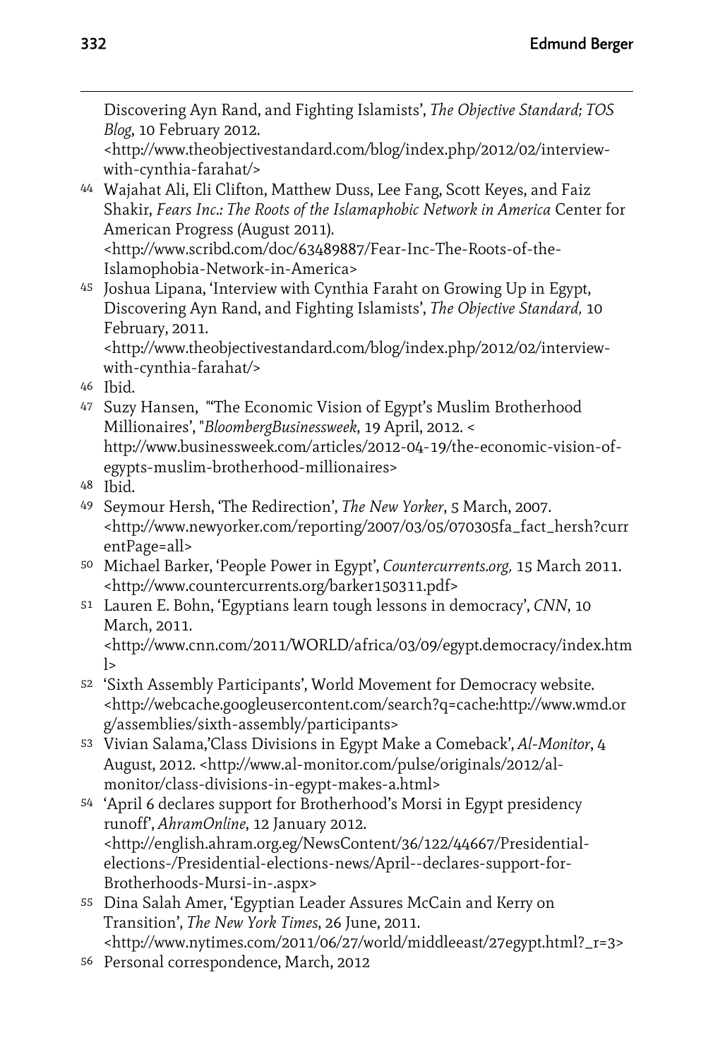Discovering Ayn Rand, and Fighting Islamists', *The Objective Standard; TOS Blog*, 10 February 2012. <http://www.theobjectivestandard.com/blog/index.php/2012/02/interview-with-cynthia-farahat/>

44 Wajahat Ali, Eli Clifton, Matthew Duss, Lee Fang, Scott Keyes, and Faiz Shakir, *Fears Inc.: The Roots of the Islamaphobic Network in America* Center for American Progress (August 2011). <http://www.scribd.com/doc/63489887/Fear-Inc-The-Roots-of-the-Islamophobia-Network-in-America>

45 Joshua Lipana, 'Interview with Cynthia Faraht on Growing Up in Egypt, Discovering Ayn Rand, and Fighting Islamists', *The Objective Standard,* 10 February, 2011. <http://www.theobjectivestandard.com/blog/index.php/2012/02/interview-with-cynthia-farahat/>

46 Ibid.

47 Suzy Hansen, "'The Economic Vision of Egypt's Muslim Brotherhood Millionaires', "*BloombergBusinessweek*, 19 April, 2012. < http://www.businessweek.com/articles/2012-04-19/the-economic-vision-of-egypts-muslim-brotherhood-millionaires>

48 Ibid.

49 Seymour Hersh, 'The Redirection', *The New Yorker*, 5 March, 2007. <http://www.newyorker.com/reporting/2007/03/05/070305fa_fact_hersh?currentPage=all>

50 Michael Barker, 'People Power in Egypt', *Countercurrents.org,* 15 March 2011. <http://www.countercurrents.org/barker150311.pdf>

51 Lauren E. Bohn, 'Egyptians learn tough lessons in democracy', *CNN*, 10 March, 2011. <http://www.cnn.com/2011/WORLD/africa/03/09/egypt.democracy/index.html>

52 'Sixth Assembly Participants', World Movement for Democracy website. <http://webcache.googleusercontent.com/search?q=cache:http://www.wmd.org/assemblies/sixth-assembly/participants>

53 Vivian Salama,'Class Divisions in Egypt Make a Comeback', *Al-Monitor*, 4 August, 2012. <http://www.al-monitor.com/pulse/originals/2012/al-monitor/class-divisions-in-egypt-makes-a.html>

54 'April 6 declares support for Brotherhood's Morsi in Egypt presidency runoff', *AhramOnline*, 12 January 2012. <http://english.ahram.org.eg/NewsContent/36/122/44667/Presidential-elections-/Presidential-elections-news/April--declares-support-for-Brotherhoods-Mursi-in-.aspx>

55 Dina Salah Amer, 'Egyptian Leader Assures McCain and Kerry on Transition', *The New York Times*, 26 June, 2011. <http://www.nytimes.com/2011/06/27/world/middleeast/27egypt.html?_r=3>

56 Personal correspondence, March, 2012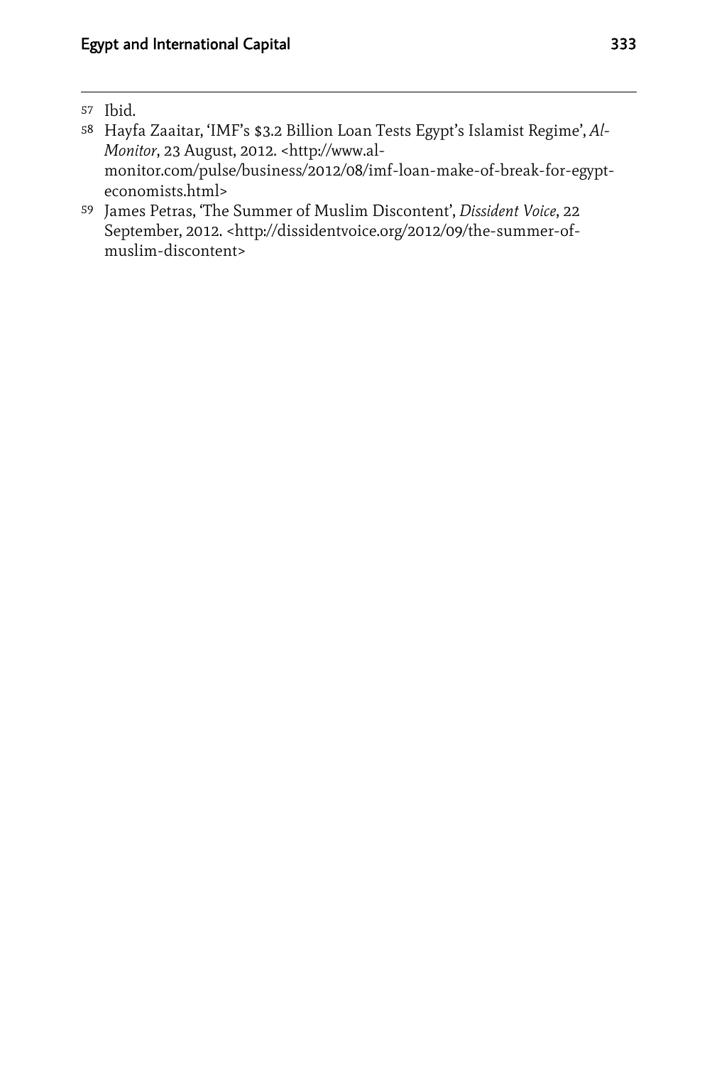57 Ibid.

58 Hayfa Zaaitar, 'IMF's $3.2 Billion Loan Tests Egypt's Islamist Regime', *Al-Monitor*, 23 August, 2012. <http://www.al-monitor.com/pulse/business/2012/08/imf-loan-make-of-break-for-egypt-economists.html>

59 James Petras, 'The Summer of Muslim Discontent', *Dissident Voice*, 22 September, 2012. <http://dissidentvoice.org/2012/09/the-summer-of-muslim-discontent>